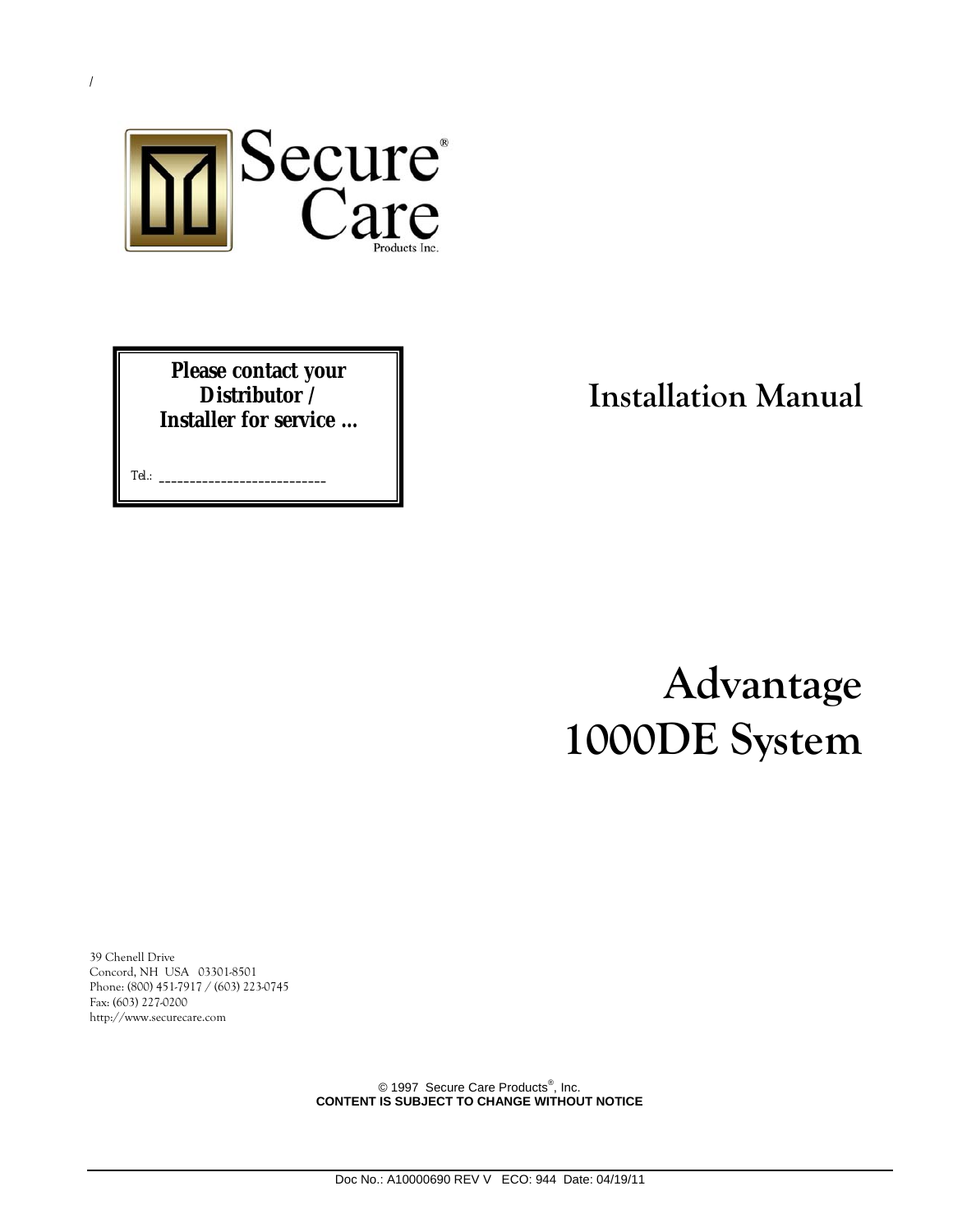/

Secure® Care Products Inc.

**Please contact your Distributor / Installer for service ...**

Tel.: ____________________________

# Installation Manual

# Advantage 1000DE System

39 Chenell Drive
Concord, NH USA 03301-8501
Phone: (800) 451-7917 / (603) 223-0745
Fax: (603) 227-0200
http://www.securecare.com

© 1997 Secure Care Products®, Inc.
**CONTENT IS SUBJECT TO CHANGE WITHOUT NOTICE**

Doc No.: A10000690 REV V ECO: 944 Date: 04/19/11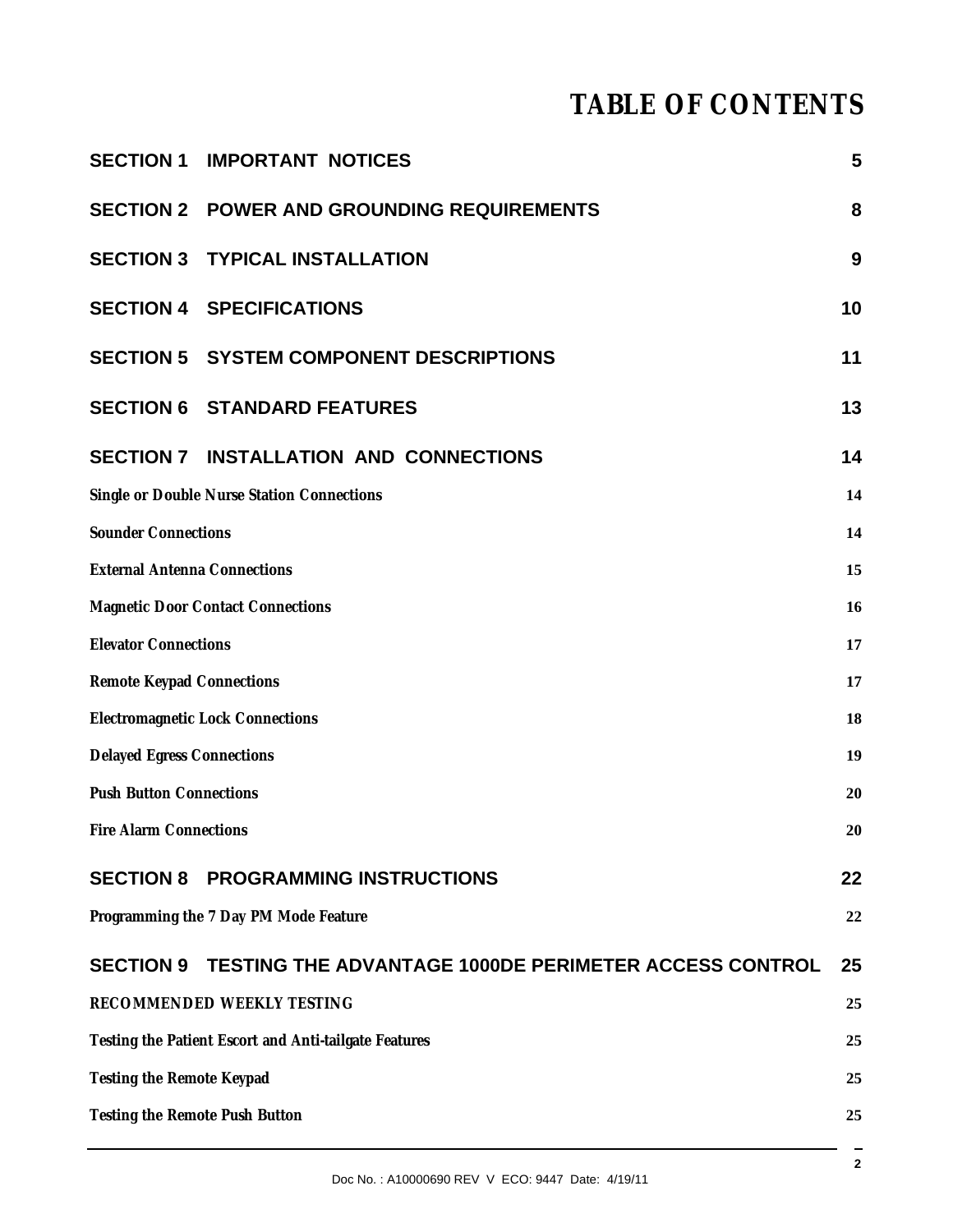# TABLE OF CONTENTS

| | |
|---|---|
| **SECTION 1 IMPORTANT NOTICES** | **5** |
| **SECTION 2 POWER AND GROUNDING REQUIREMENTS** | **8** |
| **SECTION 3 TYPICAL INSTALLATION** | **9** |
| **SECTION 4 SPECIFICATIONS** | **10** |
| **SECTION 5 SYSTEM COMPONENT DESCRIPTIONS** | **11** |
| **SECTION 6 STANDARD FEATURES** | **13** |
| **SECTION 7 INSTALLATION AND CONNECTIONS** | **14** |
| ***Single or Double Nurse Station Connections*** | **14** |
| ***Sounder Connections*** | **14** |
| ***External Antenna Connections*** | **15** |
| ***Magnetic Door Contact Connections*** | **16** |
| ***Elevator Connections*** | **17** |
| ***Remote Keypad Connections*** | **17** |
| ***Electromagnetic Lock Connections*** | **18** |
| ***Delayed Egress Connections*** | **19** |
| ***Push Button Connections*** | **20** |
| ***Fire Alarm Connections*** | **20** |
| **SECTION 8 PROGRAMMING INSTRUCTIONS** | **22** |
| ***Programming the 7 Day PM Mode Feature*** | **22** |
| **SECTION 9 TESTING THE ADVANTAGE 1000DE PERIMETER ACCESS CONTROL** | **25** |
| ***RECOMMENDED WEEKLY TESTING*** | **25** |
| ***Testing the Patient Escort and Anti-tailgate Features*** | **25** |
| ***Testing the Remote Keypad*** | **25** |
| ***Testing the Remote Push Button*** | **25** |

Doc No. : A10000690 REV V ECO: 9447 Date: 4/19/11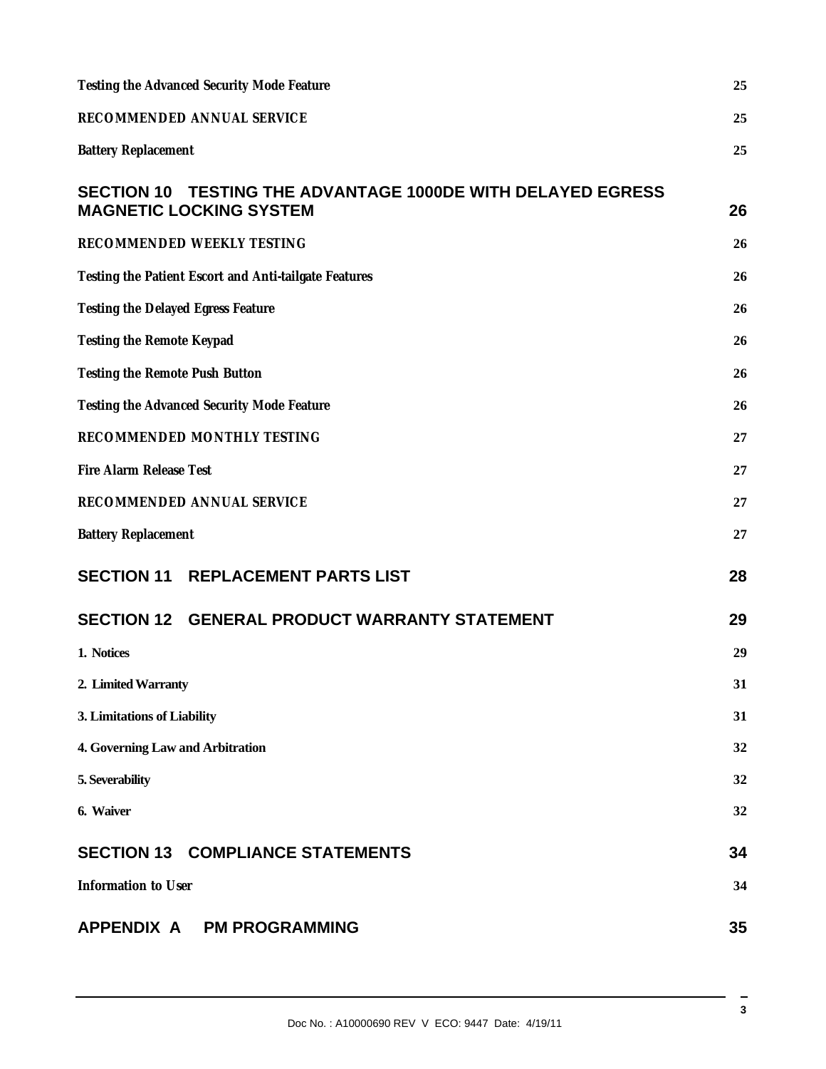**Testing the Advanced Security Mode Feature** 25

**RECOMMENDED ANNUAL SERVICE** 25

**Battery Replacement** 25

## SECTION 10 TESTING THE ADVANTAGE 1000DE WITH DELAYED EGRESS MAGNETIC LOCKING SYSTEM 26

**RECOMMENDED WEEKLY TESTING** 26

**Testing the Patient Escort and Anti-tailgate Features** 26

**Testing the Delayed Egress Feature** 26

**Testing the Remote Keypad** 26

**Testing the Remote Push Button** 26

**Testing the Advanced Security Mode Feature** 26

**RECOMMENDED MONTHLY TESTING** 27

**Fire Alarm Release Test** 27

**RECOMMENDED ANNUAL SERVICE** 27

**Battery Replacement** 27

## SECTION 11 REPLACEMENT PARTS LIST 28

## SECTION 12 GENERAL PRODUCT WARRANTY STATEMENT 29

**1. Notices** 29

**2. Limited Warranty** 31

**3. Limitations of Liability** 31

**4. Governing Law and Arbitration** 32

**5. Severability** 32

**6. Waiver** 32

## SECTION 13 COMPLIANCE STATEMENTS 34

**Information to User** 34

## APPENDIX A PM PROGRAMMING 35

Doc No. : A10000690 REV V ECO: 9447 Date: 4/19/11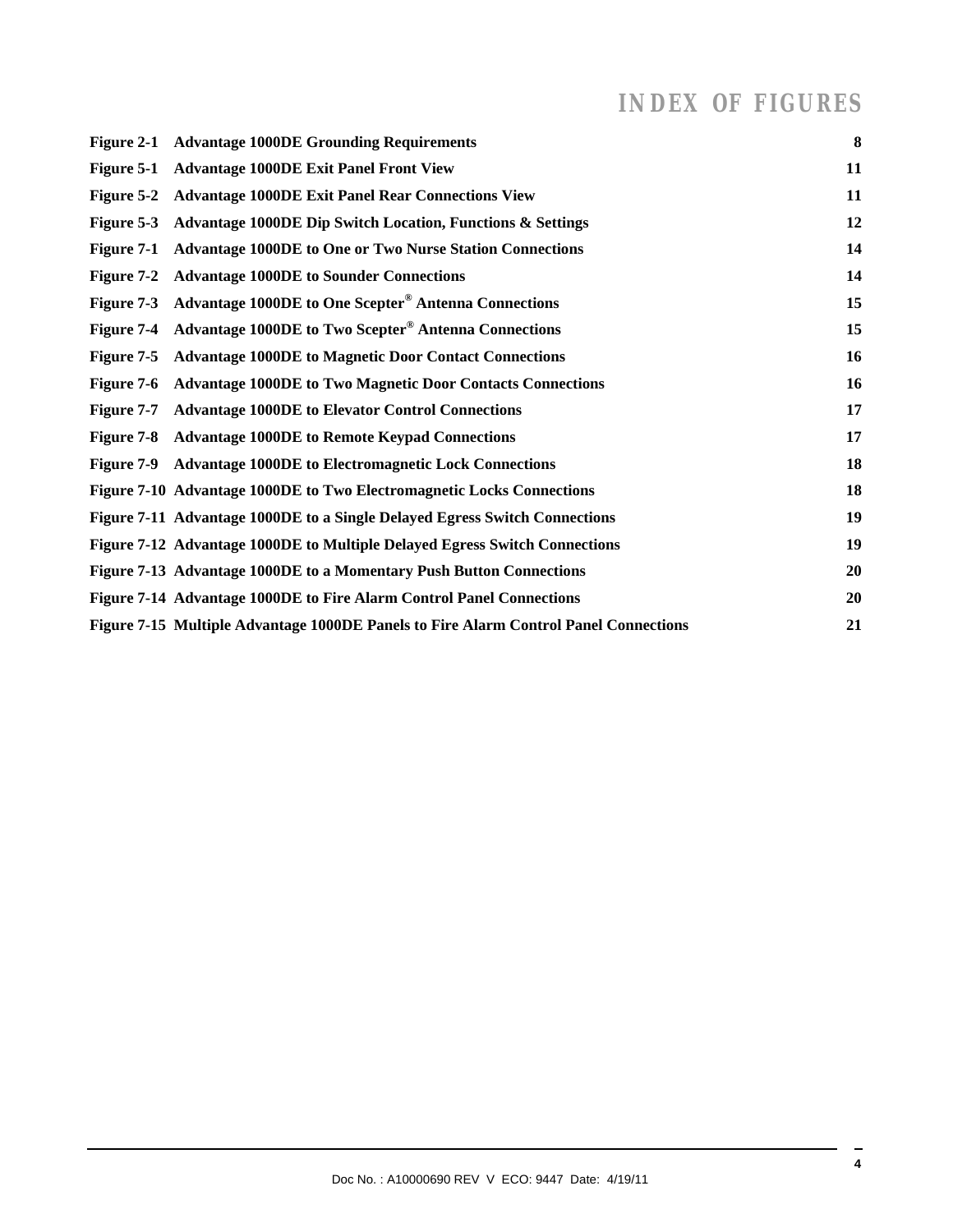# INDEX OF FIGURES

| | | |
|---|---|---|
| **Figure 2-1** | **Advantage 1000DE Grounding Requirements** | **8** |
| **Figure 5-1** | **Advantage 1000DE Exit Panel Front View** | **11** |
| **Figure 5-2** | **Advantage 1000DE Exit Panel Rear Connections View** | **11** |
| **Figure 5-3** | **Advantage 1000DE Dip Switch Location, Functions & Settings** | **12** |
| **Figure 7-1** | **Advantage 1000DE to One or Two Nurse Station Connections** | **14** |
| **Figure 7-2** | **Advantage 1000DE to Sounder Connections** | **14** |
| **Figure 7-3** | **Advantage 1000DE to One Scepter® Antenna Connections** | **15** |
| **Figure 7-4** | **Advantage 1000DE to Two Scepter® Antenna Connections** | **15** |
| **Figure 7-5** | **Advantage 1000DE to Magnetic Door Contact Connections** | **16** |
| **Figure 7-6** | **Advantage 1000DE to Two Magnetic Door Contacts Connections** | **16** |
| **Figure 7-7** | **Advantage 1000DE to Elevator Control Connections** | **17** |
| **Figure 7-8** | **Advantage 1000DE to Remote Keypad Connections** | **17** |
| **Figure 7-9** | **Advantage 1000DE to Electromagnetic Lock Connections** | **18** |
| **Figure 7-10** | **Advantage 1000DE to Two Electromagnetic Locks Connections** | **18** |
| **Figure 7-11** | **Advantage 1000DE to a Single Delayed Egress Switch Connections** | **19** |
| **Figure 7-12** | **Advantage 1000DE to Multiple Delayed Egress Switch Connections** | **19** |
| **Figure 7-13** | **Advantage 1000DE to a Momentary Push Button Connections** | **20** |
| **Figure 7-14** | **Advantage 1000DE to Fire Alarm Control Panel Connections** | **20** |
| **Figure 7-15** | **Multiple Advantage 1000DE Panels to Fire Alarm Control Panel Connections** | **21** |

Doc No. : A10000690 REV V ECO: 9447 Date: 4/19/11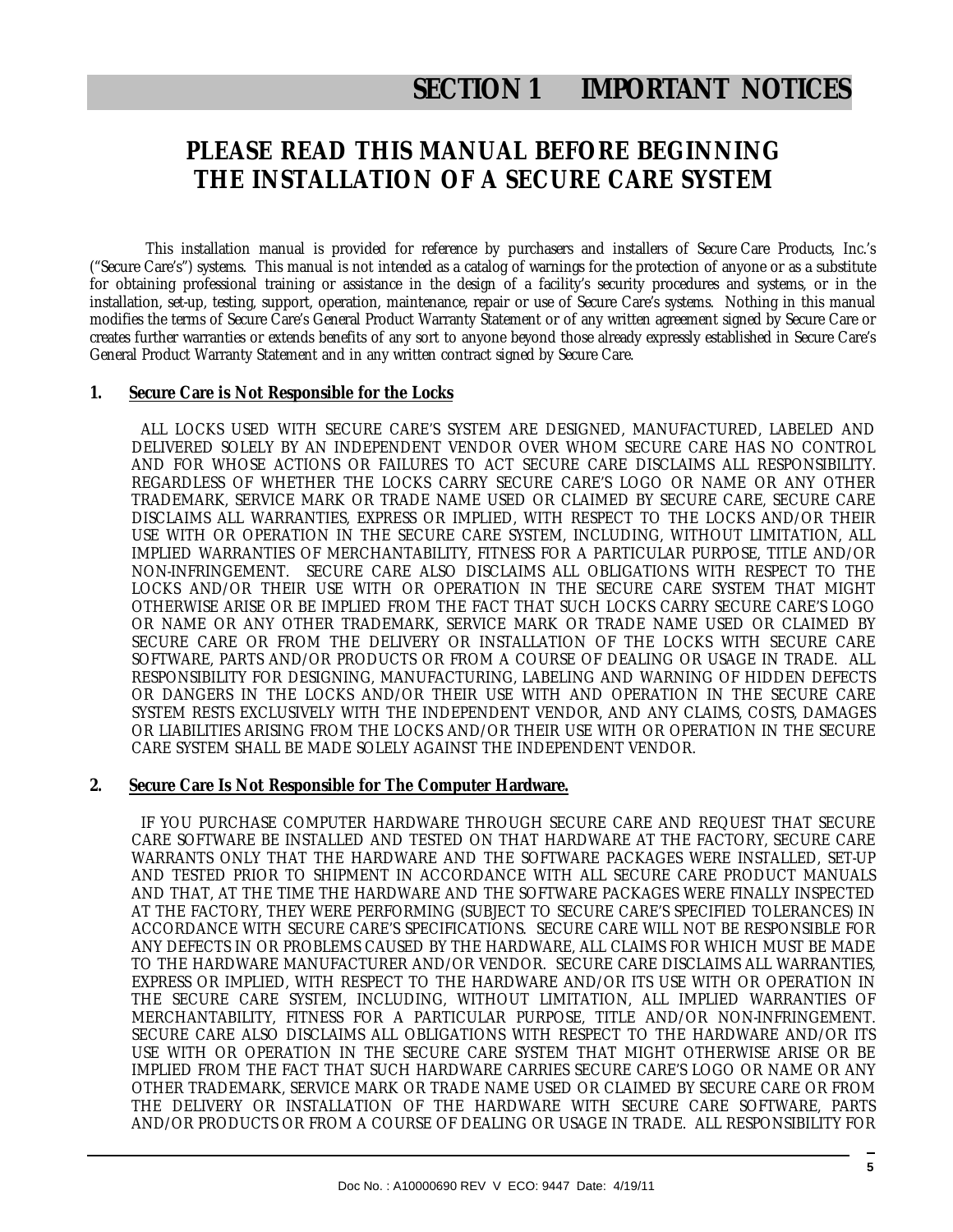# SECTION 1 IMPORTANT NOTICES

## PLEASE READ THIS MANUAL BEFORE BEGINNING THE INSTALLATION OF A SECURE CARE SYSTEM

This installation manual is provided for reference by purchasers and installers of Secure Care Products, Inc.'s ("Secure Care's") systems. This manual is not intended as a catalog of warnings for the protection of anyone or as a substitute for obtaining professional training or assistance in the design of a facility's security procedures and systems, or in the installation, set-up, testing, support, operation, maintenance, repair or use of Secure Care's systems. Nothing in this manual modifies the terms of Secure Care's General Product Warranty Statement or of any written agreement signed by Secure Care or creates further warranties or extends benefits of any sort to anyone beyond those already expressly established in Secure Care's General Product Warranty Statement and in any written contract signed by Secure Care.

**1. Secure Care is Not Responsible for the Locks**

ALL LOCKS USED WITH SECURE CARE'S SYSTEM ARE DESIGNED, MANUFACTURED, LABELED AND DELIVERED SOLELY BY AN INDEPENDENT VENDOR OVER WHOM SECURE CARE HAS NO CONTROL AND FOR WHOSE ACTIONS OR FAILURES TO ACT SECURE CARE DISCLAIMS ALL RESPONSIBILITY. REGARDLESS OF WHETHER THE LOCKS CARRY SECURE CARE'S LOGO OR NAME OR ANY OTHER TRADEMARK, SERVICE MARK OR TRADE NAME USED OR CLAIMED BY SECURE CARE, SECURE CARE DISCLAIMS ALL WARRANTIES, EXPRESS OR IMPLIED, WITH RESPECT TO THE LOCKS AND/OR THEIR USE WITH OR OPERATION IN THE SECURE CARE SYSTEM, INCLUDING, WITHOUT LIMITATION, ALL IMPLIED WARRANTIES OF MERCHANTABILITY, FITNESS FOR A PARTICULAR PURPOSE, TITLE AND/OR NON-INFRINGEMENT. SECURE CARE ALSO DISCLAIMS ALL OBLIGATIONS WITH RESPECT TO THE LOCKS AND/OR THEIR USE WITH OR OPERATION IN THE SECURE CARE SYSTEM THAT MIGHT OTHERWISE ARISE OR BE IMPLIED FROM THE FACT THAT SUCH LOCKS CARRY SECURE CARE'S LOGO OR NAME OR ANY OTHER TRADEMARK, SERVICE MARK OR TRADE NAME USED OR CLAIMED BY SECURE CARE OR FROM THE DELIVERY OR INSTALLATION OF THE LOCKS WITH SECURE CARE SOFTWARE, PARTS AND/OR PRODUCTS OR FROM A COURSE OF DEALING OR USAGE IN TRADE. ALL RESPONSIBILITY FOR DESIGNING, MANUFACTURING, LABELING AND WARNING OF HIDDEN DEFECTS OR DANGERS IN THE LOCKS AND/OR THEIR USE WITH AND OPERATION IN THE SECURE CARE SYSTEM RESTS EXCLUSIVELY WITH THE INDEPENDENT VENDOR, AND ANY CLAIMS, COSTS, DAMAGES OR LIABILITIES ARISING FROM THE LOCKS AND/OR THEIR USE WITH OR OPERATION IN THE SECURE CARE SYSTEM SHALL BE MADE SOLELY AGAINST THE INDEPENDENT VENDOR.

**2. Secure Care Is Not Responsible for The Computer Hardware.**

IF YOU PURCHASE COMPUTER HARDWARE THROUGH SECURE CARE AND REQUEST THAT SECURE CARE SOFTWARE BE INSTALLED AND TESTED ON THAT HARDWARE AT THE FACTORY, SECURE CARE WARRANTS ONLY THAT THE HARDWARE AND THE SOFTWARE PACKAGES WERE INSTALLED, SET-UP AND TESTED PRIOR TO SHIPMENT IN ACCORDANCE WITH ALL SECURE CARE PRODUCT MANUALS AND THAT, AT THE TIME THE HARDWARE AND THE SOFTWARE PACKAGES WERE FINALLY INSPECTED AT THE FACTORY, THEY WERE PERFORMING (SUBJECT TO SECURE CARE'S SPECIFIED TOLERANCES) IN ACCORDANCE WITH SECURE CARE'S SPECIFICATIONS. SECURE CARE WILL NOT BE RESPONSIBLE FOR ANY DEFECTS IN OR PROBLEMS CAUSED BY THE HARDWARE, ALL CLAIMS FOR WHICH MUST BE MADE TO THE HARDWARE MANUFACTURER AND/OR VENDOR. SECURE CARE DISCLAIMS ALL WARRANTIES, EXPRESS OR IMPLIED, WITH RESPECT TO THE HARDWARE AND/OR ITS USE WITH OR OPERATION IN THE SECURE CARE SYSTEM, INCLUDING, WITHOUT LIMITATION, ALL IMPLIED WARRANTIES OF MERCHANTABILITY, FITNESS FOR A PARTICULAR PURPOSE, TITLE AND/OR NON-INFRINGEMENT. SECURE CARE ALSO DISCLAIMS ALL OBLIGATIONS WITH RESPECT TO THE HARDWARE AND/OR ITS USE WITH OR OPERATION IN THE SECURE CARE SYSTEM THAT MIGHT OTHERWISE ARISE OR BE IMPLIED FROM THE FACT THAT SUCH HARDWARE CARRIES SECURE CARE'S LOGO OR NAME OR ANY OTHER TRADEMARK, SERVICE MARK OR TRADE NAME USED OR CLAIMED BY SECURE CARE OR FROM THE DELIVERY OR INSTALLATION OF THE HARDWARE WITH SECURE CARE SOFTWARE, PARTS AND/OR PRODUCTS OR FROM A COURSE OF DEALING OR USAGE IN TRADE. ALL RESPONSIBILITY FOR

Doc No. : A10000690 REV V ECO: 9447 Date: 4/19/11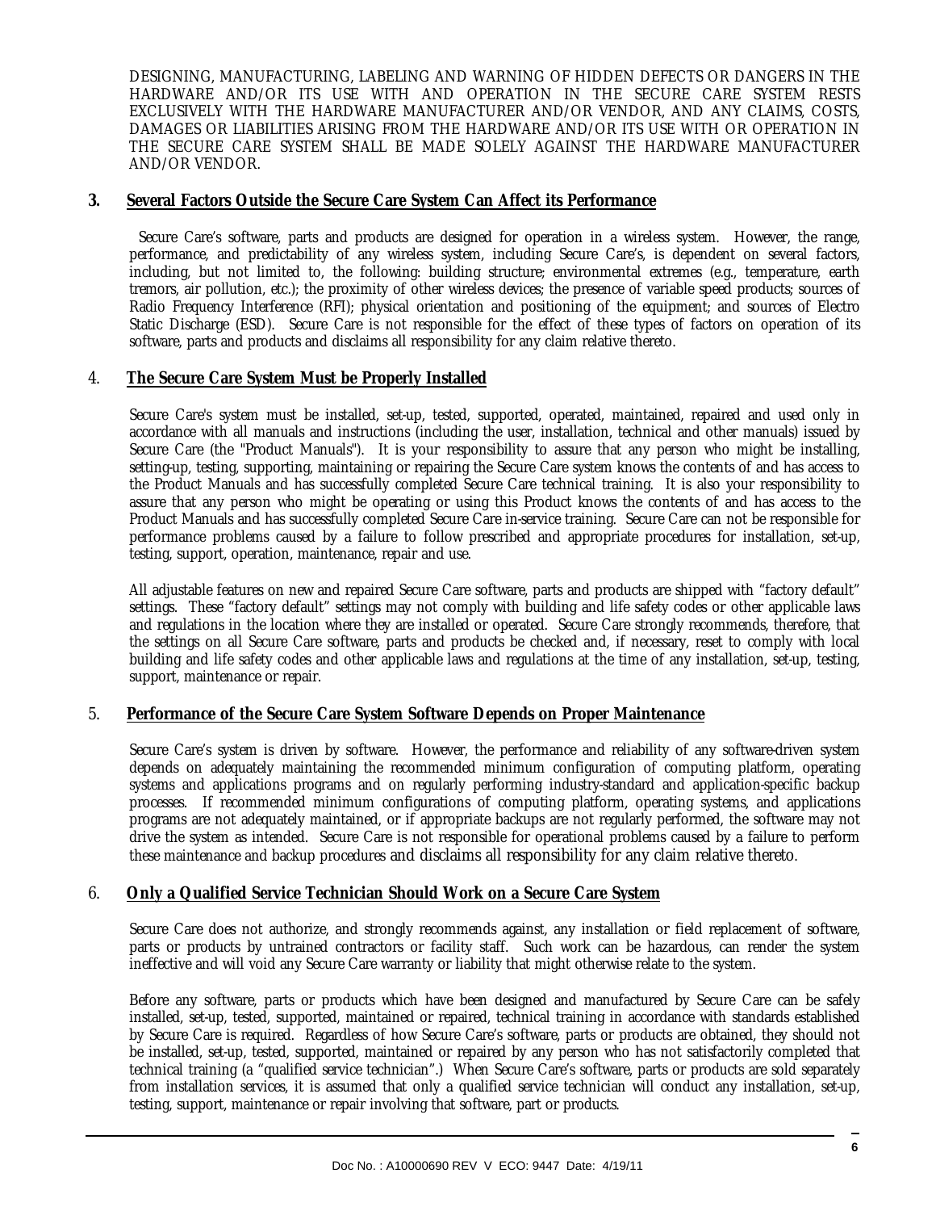DESIGNING, MANUFACTURING, LABELING AND WARNING OF HIDDEN DEFECTS OR DANGERS IN THE HARDWARE AND/OR ITS USE WITH AND OPERATION IN THE SECURE CARE SYSTEM RESTS EXCLUSIVELY WITH THE HARDWARE MANUFACTURER AND/OR VENDOR, AND ANY CLAIMS, COSTS, DAMAGES OR LIABILITIES ARISING FROM THE HARDWARE AND/OR ITS USE WITH OR OPERATION IN THE SECURE CARE SYSTEM SHALL BE MADE SOLELY AGAINST THE HARDWARE MANUFACTURER AND/OR VENDOR.

## 3. Several Factors Outside the Secure Care System Can Affect its Performance

Secure Care's software, parts and products are designed for operation in a wireless system. However, the range, performance, and predictability of any wireless system, including Secure Care's, is dependent on several factors, including, but not limited to, the following: building structure; environmental extremes (e.g., temperature, earth tremors, air pollution, etc.); the proximity of other wireless devices; the presence of variable speed products; sources of Radio Frequency Interference (RFI); physical orientation and positioning of the equipment; and sources of Electro Static Discharge (ESD). Secure Care is not responsible for the effect of these types of factors on operation of its software, parts and products and disclaims all responsibility for any claim relative thereto.

## 4. The Secure Care System Must be Properly Installed

Secure Care's system must be installed, set-up, tested, supported, operated, maintained, repaired and used only in accordance with all manuals and instructions (including the user, installation, technical and other manuals) issued by Secure Care (the "Product Manuals"). It is your responsibility to assure that any person who might be installing, setting-up, testing, supporting, maintaining or repairing the Secure Care system knows the contents of and has access to the Product Manuals and has successfully completed Secure Care technical training. It is also your responsibility to assure that any person who might be operating or using this Product knows the contents of and has access to the Product Manuals and has successfully completed Secure Care in-service training. Secure Care can not be responsible for performance problems caused by a failure to follow prescribed and appropriate procedures for installation, set-up, testing, support, operation, maintenance, repair and use.

All adjustable features on new and repaired Secure Care software, parts and products are shipped with "factory default" settings. These "factory default" settings may not comply with building and life safety codes or other applicable laws and regulations in the location where they are installed or operated. Secure Care strongly recommends, therefore, that the settings on all Secure Care software, parts and products be checked and, if necessary, reset to comply with local building and life safety codes and other applicable laws and regulations at the time of any installation, set-up, testing, support, maintenance or repair.

## 5. Performance of the Secure Care System Software Depends on Proper Maintenance

Secure Care's system is driven by software. However, the performance and reliability of any software-driven system depends on adequately maintaining the recommended minimum configuration of computing platform, operating systems and applications programs and on regularly performing industry-standard and application-specific backup processes. If recommended minimum configurations of computing platform, operating systems, and applications programs are not adequately maintained, or if appropriate backups are not regularly performed, the software may not drive the system as intended. Secure Care is not responsible for operational problems caused by a failure to perform these maintenance and backup procedures and disclaims all responsibility for any claim relative thereto.

## 6. Only a Qualified Service Technician Should Work on a Secure Care System

Secure Care does not authorize, and strongly recommends against, any installation or field replacement of software, parts or products by untrained contractors or facility staff. Such work can be hazardous, can render the system ineffective and will void any Secure Care warranty or liability that might otherwise relate to the system.

Before any software, parts or products which have been designed and manufactured by Secure Care can be safely installed, set-up, tested, supported, maintained or repaired, technical training in accordance with standards established by Secure Care is required. Regardless of how Secure Care's software, parts or products are obtained, they should not be installed, set-up, tested, supported, maintained or repaired by any person who has not satisfactorily completed that technical training (a "qualified service technician".) When Secure Care's software, parts or products are sold separately from installation services, it is assumed that only a qualified service technician will conduct any installation, set-up, testing, support, maintenance or repair involving that software, part or products.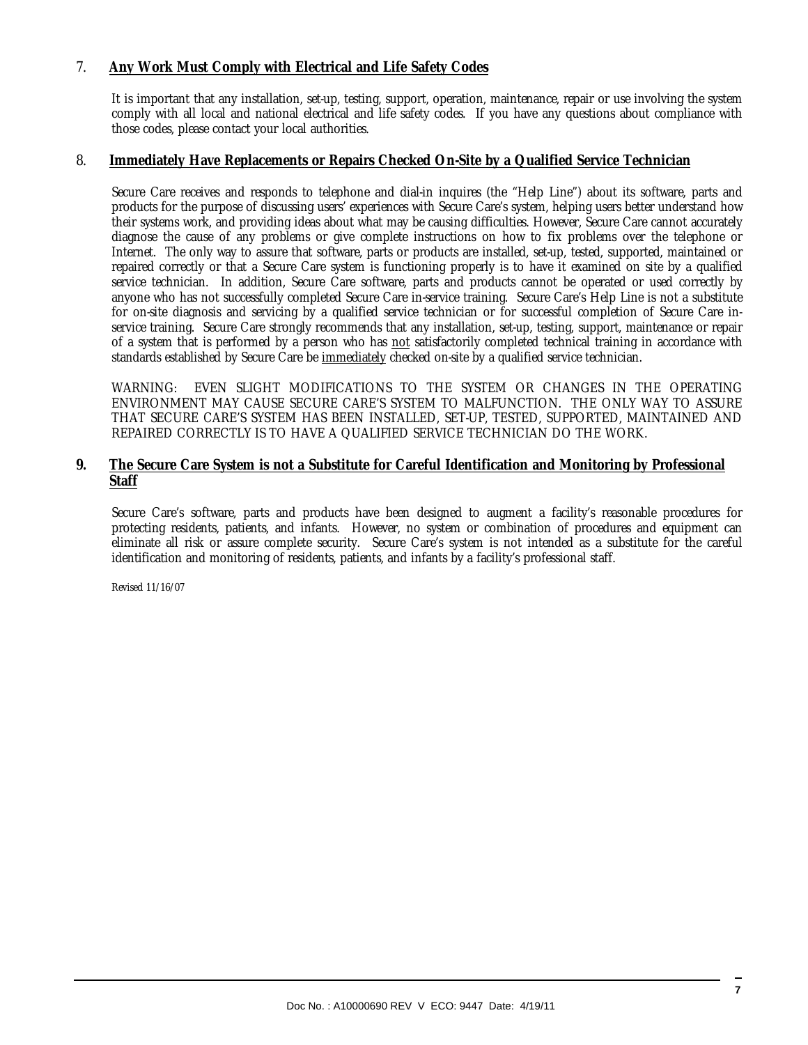## 7. **<u>Any Work Must Comply with Electrical and Life Safety Codes</u>**

It is important that any installation, set-up, testing, support, operation, maintenance, repair or use involving the system comply with all local and national electrical and life safety codes. If you have any questions about compliance with those codes, please contact your local authorities.

## 8. **<u>Immediately Have Replacements or Repairs Checked On-Site by a Qualified Service Technician</u>**

Secure Care receives and responds to telephone and dial-in inquires (the "Help Line") about its software, parts and products for the purpose of discussing users' experiences with Secure Care's system, helping users better understand how their systems work, and providing ideas about what may be causing difficulties. However, Secure Care cannot accurately diagnose the cause of any problems or give complete instructions on how to fix problems over the telephone or Internet. The only way to assure that software, parts or products are installed, set-up, tested, supported, maintained or repaired correctly or that a Secure Care system is functioning properly is to have it examined on site by a qualified service technician. In addition, Secure Care software, parts and products cannot be operated or used correctly by anyone who has not successfully completed Secure Care in-service training. Secure Care's Help Line is not a substitute for on-site diagnosis and servicing by a qualified service technician or for successful completion of Secure Care in-service training. Secure Care strongly recommends that any installation, set-up, testing, support, maintenance or repair of a system that is performed by a person who has <u>not</u> satisfactorily completed technical training in accordance with standards established by Secure Care be <u>immediately</u> checked on-site by a qualified service technician.

WARNING: EVEN SLIGHT MODIFICATIONS TO THE SYSTEM OR CHANGES IN THE OPERATING ENVIRONMENT MAY CAUSE SECURE CARE'S SYSTEM TO MALFUNCTION. THE ONLY WAY TO ASSURE THAT SECURE CARE'S SYSTEM HAS BEEN INSTALLED, SET-UP, TESTED, SUPPORTED, MAINTAINED AND REPAIRED CORRECTLY IS TO HAVE A QUALIFIED SERVICE TECHNICIAN DO THE WORK.

## 9. **<u>The Secure Care System is not a Substitute for Careful Identification and Monitoring by Professional Staff</u>**

Secure Care's software, parts and products have been designed to augment a facility's reasonable procedures for protecting residents, patients, and infants. However, no system or combination of procedures and equipment can eliminate all risk or assure complete security. Secure Care's system is not intended as a substitute for the careful identification and monitoring of residents, patients, and infants by a facility's professional staff.

Revised 11/16/07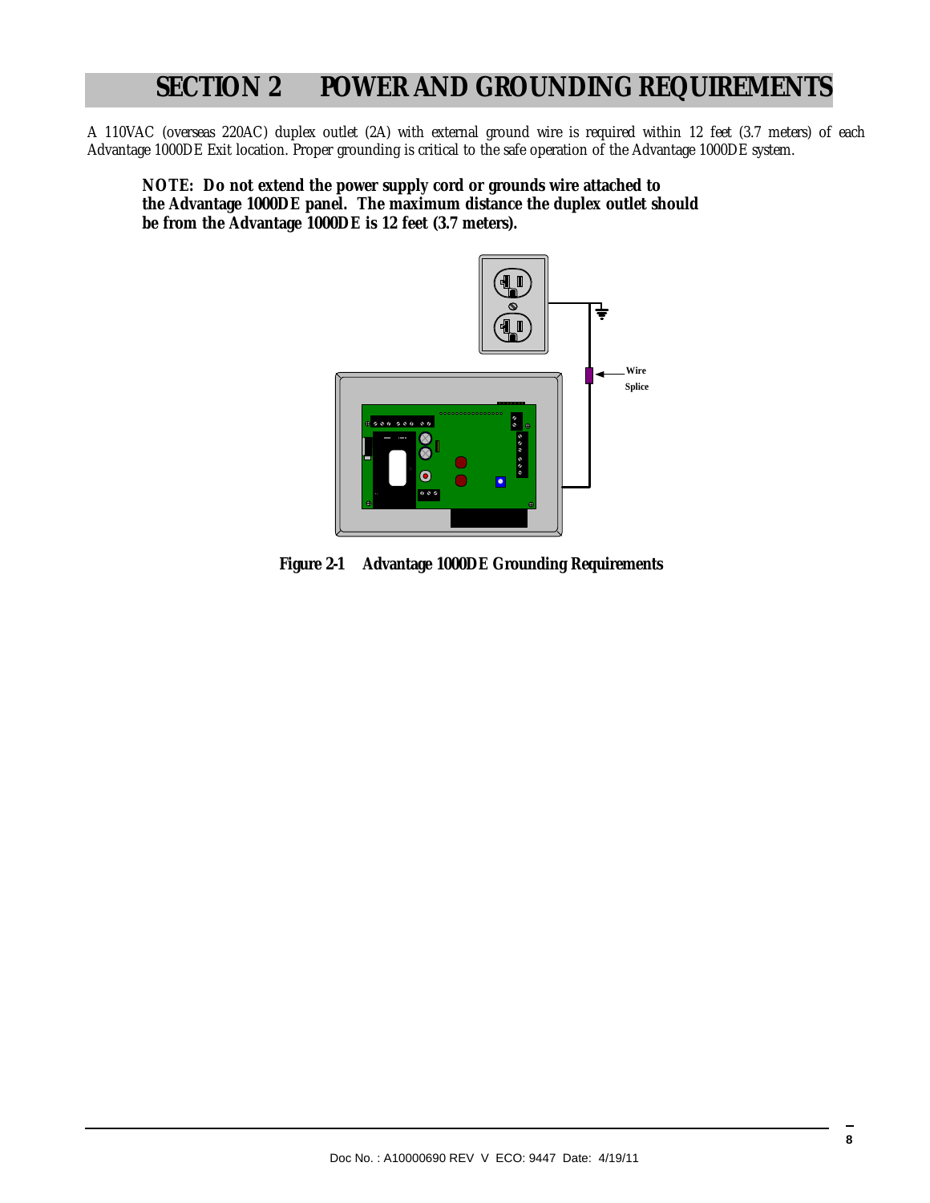# SECTION 2 POWER AND GROUNDING REQUIREMENTS

A 110VAC (overseas 220AC) duplex outlet (2A) with external ground wire is required within 12 feet (3.7 meters) of each Advantage 1000DE Exit location. Proper grounding is critical to the safe operation of the Advantage 1000DE system.

**NOTE: Do not extend the power supply cord or grounds wire attached to the Advantage 1000DE panel. The maximum distance the duplex outlet should be from the Advantage 1000DE is 12 feet (3.7 meters).**

Wire Splice

**Figure 2-1 Advantage 1000DE Grounding Requirements**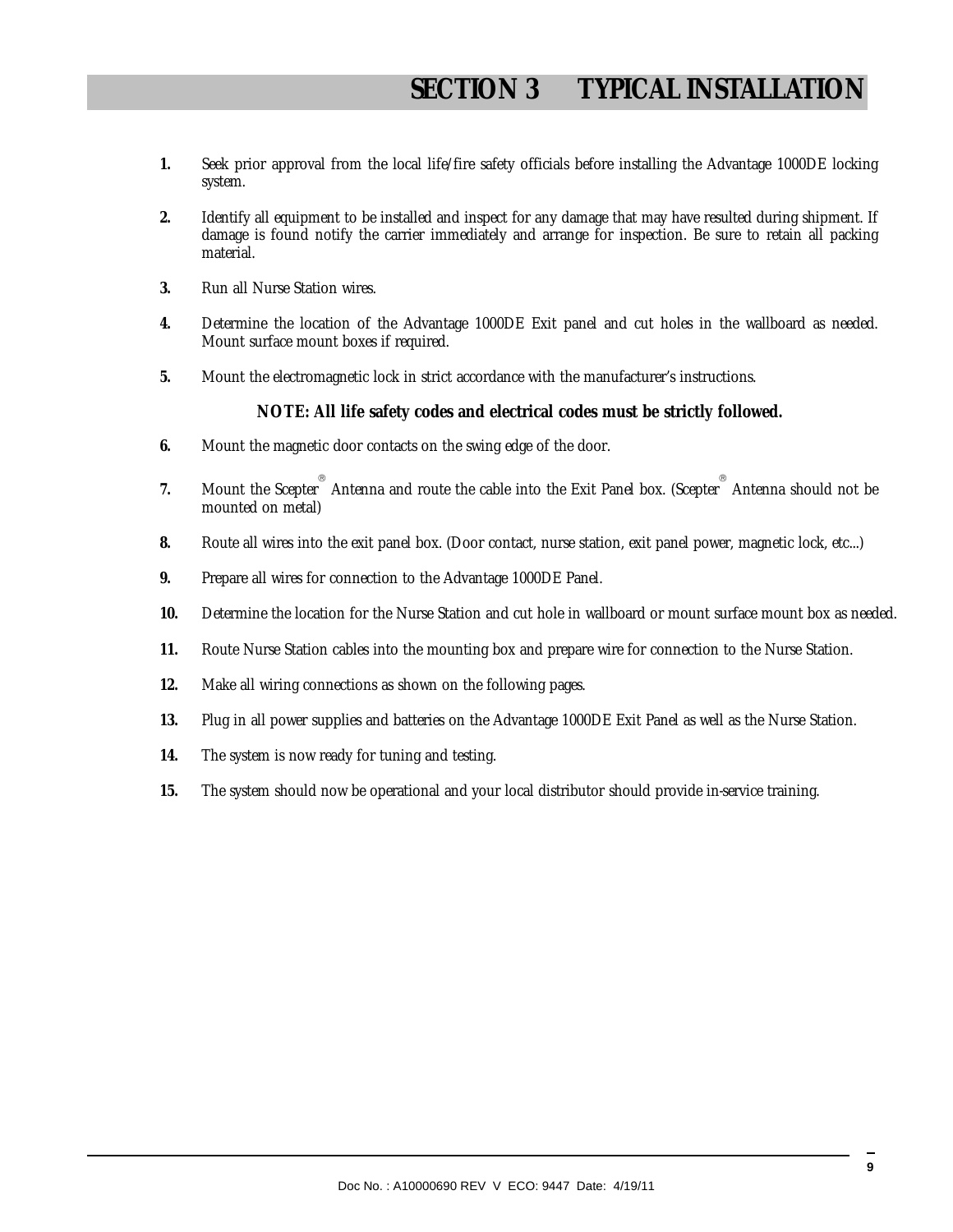# SECTION 3 TYPICAL INSTALLATION

1. Seek prior approval from the local life/fire safety officials before installing the Advantage 1000DE locking system.

2. Identify all equipment to be installed and inspect for any damage that may have resulted during shipment. If damage is found notify the carrier immediately and arrange for inspection. Be sure to retain all packing material.

3. Run all Nurse Station wires.

4. Determine the location of the Advantage 1000DE Exit panel and cut holes in the wallboard as needed. Mount surface mount boxes if required.

5. Mount the electromagnetic lock in strict accordance with the manufacturer's instructions.

**NOTE: All life safety codes and electrical codes must be strictly followed.**

6. Mount the magnetic door contacts on the swing edge of the door.

7. Mount the Scepter® Antenna and route the cable into the Exit Panel box. (Scepter® Antenna should not be mounted on metal)

8. Route all wires into the exit panel box. (Door contact, nurse station, exit panel power, magnetic lock, etc...)

9. Prepare all wires for connection to the Advantage 1000DE Panel.

10. Determine the location for the Nurse Station and cut hole in wallboard or mount surface mount box as needed.

11. Route Nurse Station cables into the mounting box and prepare wire for connection to the Nurse Station.

12. Make all wiring connections as shown on the following pages.

13. Plug in all power supplies and batteries on the Advantage 1000DE Exit Panel as well as the Nurse Station.

14. The system is now ready for tuning and testing.

15. The system should now be operational and your local distributor should provide in-service training.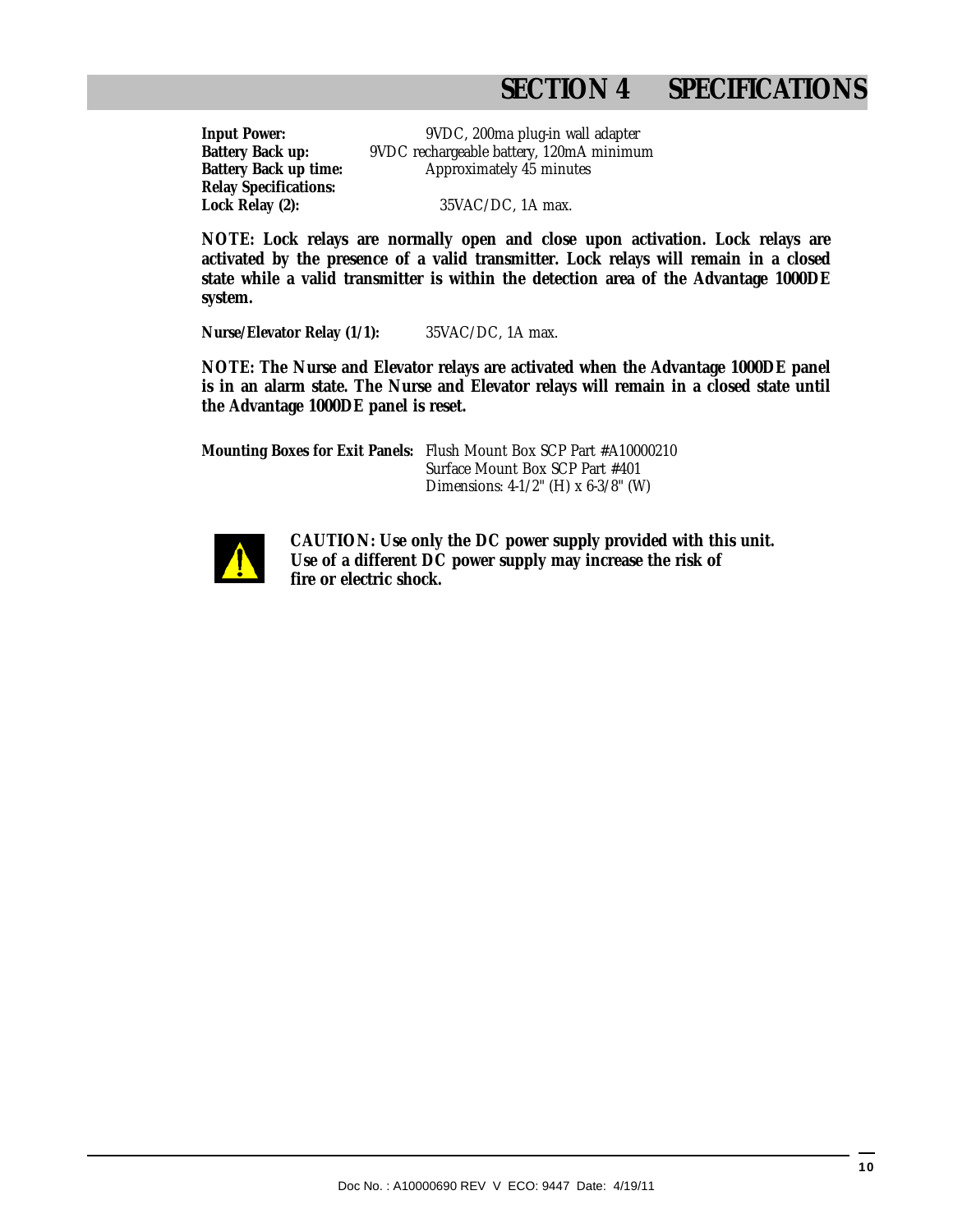# SECTION 4 SPECIFICATIONS

**Input Power:** 9VDC, 200ma plug-in wall adapter
**Battery Back up:** 9VDC rechargeable battery, 120mA minimum
**Battery Back up time:** Approximately 45 minutes
**Relay Specifications:**
**Lock Relay (2):** 35VAC/DC, 1A max.

**NOTE: Lock relays are normally open and close upon activation. Lock relays are activated by the presence of a valid transmitter. Lock relays will remain in a closed state while a valid transmitter is within the detection area of the Advantage 1000DE system.**

**Nurse/Elevator Relay (1/1):** 35VAC/DC, 1A max.

**NOTE: The Nurse and Elevator relays are activated when the Advantage 1000DE panel is in an alarm state. The Nurse and Elevator relays will remain in a closed state until the Advantage 1000DE panel is reset.**

**Mounting Boxes for Exit Panels:** Flush Mount Box SCP Part #A10000210
Surface Mount Box SCP Part #401
Dimensions: 4-1/2" (H) x 6-3/8" (W)

**CAUTION: Use only the DC power supply provided with this unit. Use of a different DC power supply may increase the risk of fire or electric shock.**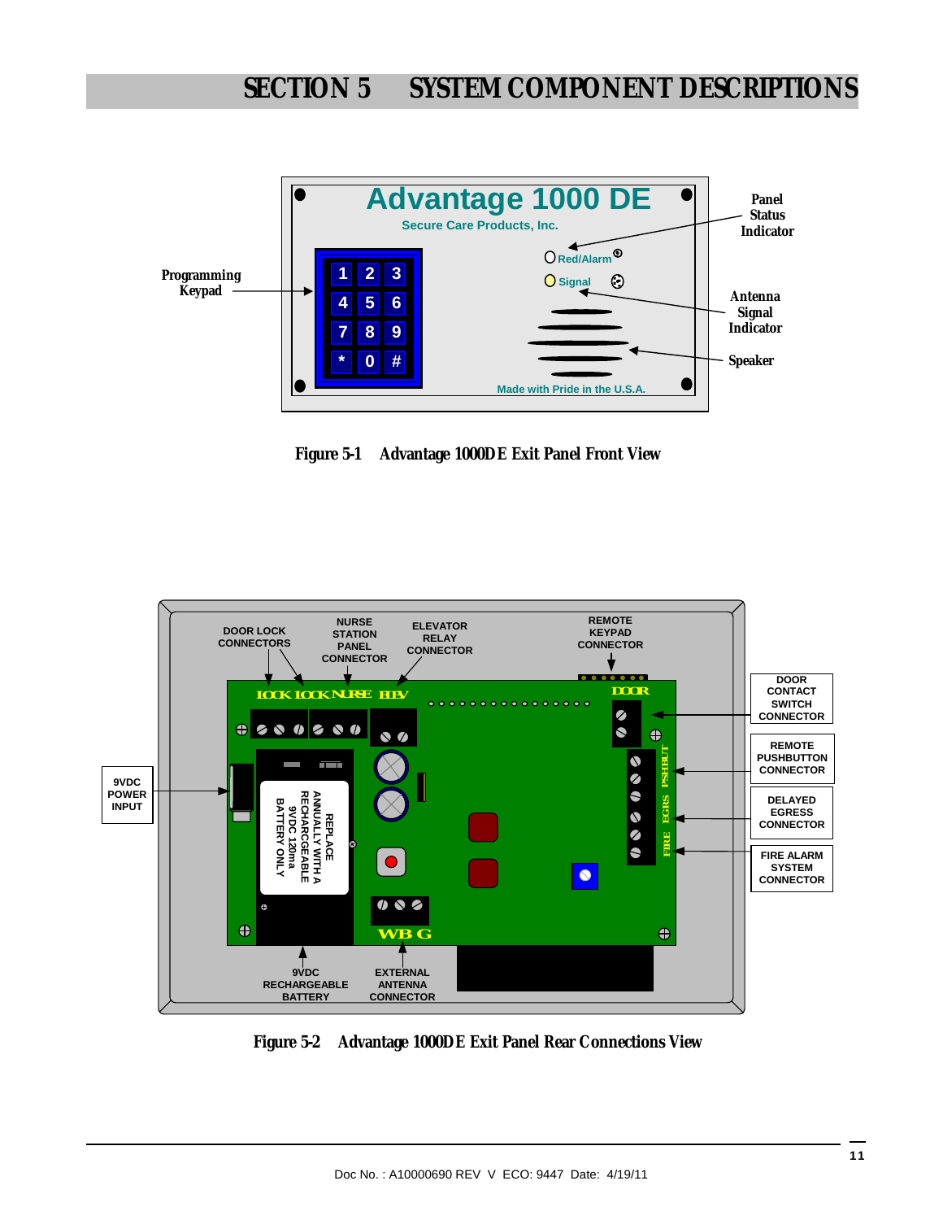# SECTION 5 SYSTEM COMPONENT DESCRIPTIONS

Figure 5-1 Advantage 1000DE Exit Panel Front View

Figure 5-2 Advantage 1000DE Exit Panel Rear Connections View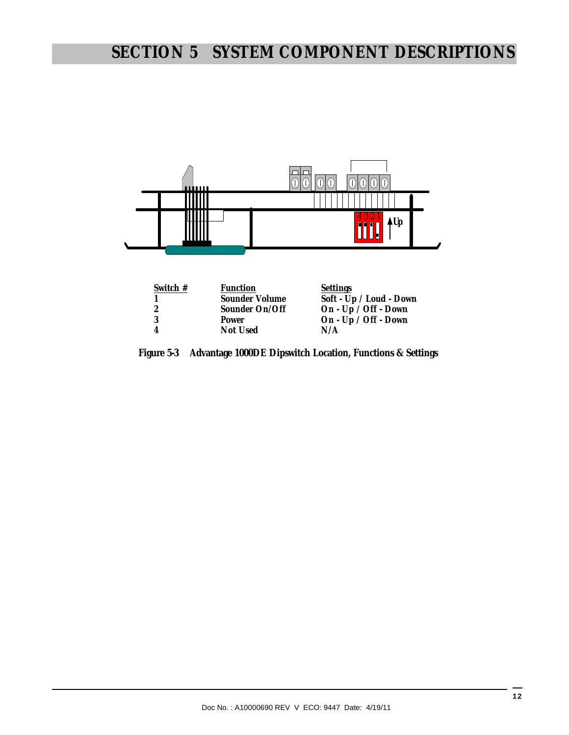# SECTION 5 SYSTEM COMPONENT DESCRIPTIONS

| Switch # | Function | Settings |
|---|---|---|
| 1 | Sounder Volume | Soft - Up / Loud - Down |
| 2 | Sounder On/Off | On - Up / Off - Down |
| 3 | Power | On - Up / Off - Down |
| 4 | Not Used | N/A |

**Figure 5-3 Advantage 1000DE Dipswitch Location, Functions & Settings**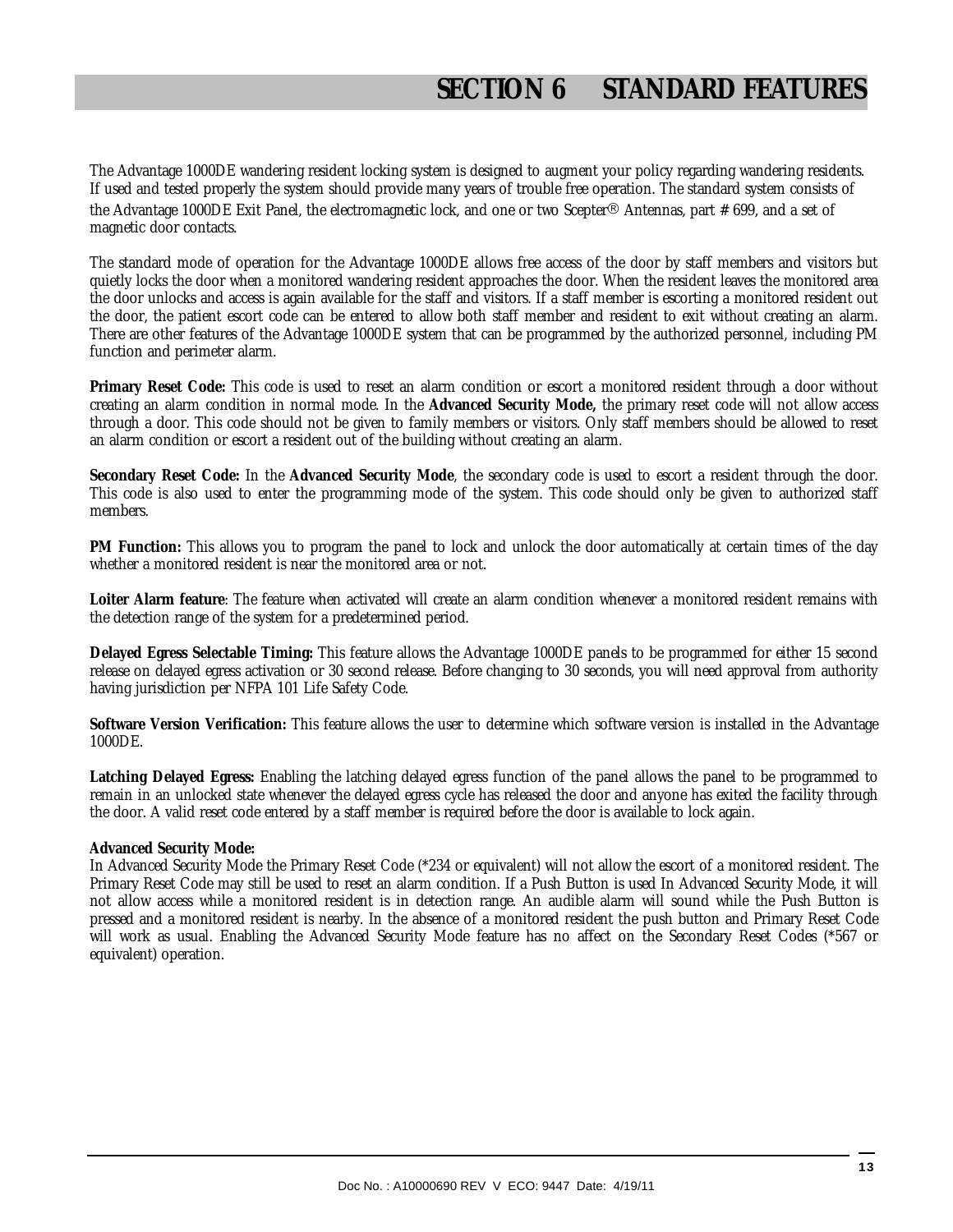# SECTION 6 STANDARD FEATURES

The Advantage 1000DE wandering resident locking system is designed to augment your policy regarding wandering residents. If used and tested properly the system should provide many years of trouble free operation. The standard system consists of the Advantage 1000DE Exit Panel, the electromagnetic lock, and one or two Scepter® Antennas, part # 699, and a set of magnetic door contacts.

The standard mode of operation for the Advantage 1000DE allows free access of the door by staff members and visitors but quietly locks the door when a monitored wandering resident approaches the door. When the resident leaves the monitored area the door unlocks and access is again available for the staff and visitors. If a staff member is escorting a monitored resident out the door, the patient escort code can be entered to allow both staff member and resident to exit without creating an alarm. There are other features of the Advantage 1000DE system that can be programmed by the authorized personnel, including PM function and perimeter alarm.

**Primary Reset Code:** This code is used to reset an alarm condition or escort a monitored resident through a door without creating an alarm condition in normal mode. In the **Advanced Security Mode,** the primary reset code will not allow access through a door. This code should not be given to family members or visitors. Only staff members should be allowed to reset an alarm condition or escort a resident out of the building without creating an alarm.

**Secondary Reset Code:** In the **Advanced Security Mode**, the secondary code is used to escort a resident through the door. This code is also used to enter the programming mode of the system. This code should only be given to authorized staff members.

**PM Function:** This allows you to program the panel to lock and unlock the door automatically at certain times of the day whether a monitored resident is near the monitored area or not.

**Loiter Alarm feature**: The feature when activated will create an alarm condition whenever a monitored resident remains with the detection range of the system for a predetermined period.

**Delayed Egress Selectable Timing:** This feature allows the Advantage 1000DE panels to be programmed for either 15 second release on delayed egress activation or 30 second release. Before changing to 30 seconds, you will need approval from authority having jurisdiction per NFPA 101 Life Safety Code.

**Software Version Verification:** This feature allows the user to determine which software version is installed in the Advantage 1000DE.

**Latching Delayed Egress:** Enabling the latching delayed egress function of the panel allows the panel to be programmed to remain in an unlocked state whenever the delayed egress cycle has released the door and anyone has exited the facility through the door. A valid reset code entered by a staff member is required before the door is available to lock again.

**Advanced Security Mode:**

In Advanced Security Mode the Primary Reset Code (*234 or equivalent) will not allow the escort of a monitored resident. The Primary Reset Code may still be used to reset an alarm condition. If a Push Button is used In Advanced Security Mode, it will not allow access while a monitored resident is in detection range. An audible alarm will sound while the Push Button is pressed and a monitored resident is nearby. In the absence of a monitored resident the push button and Primary Reset Code will work as usual. Enabling the Advanced Security Mode feature has no affect on the Secondary Reset Codes (*567 or equivalent) operation.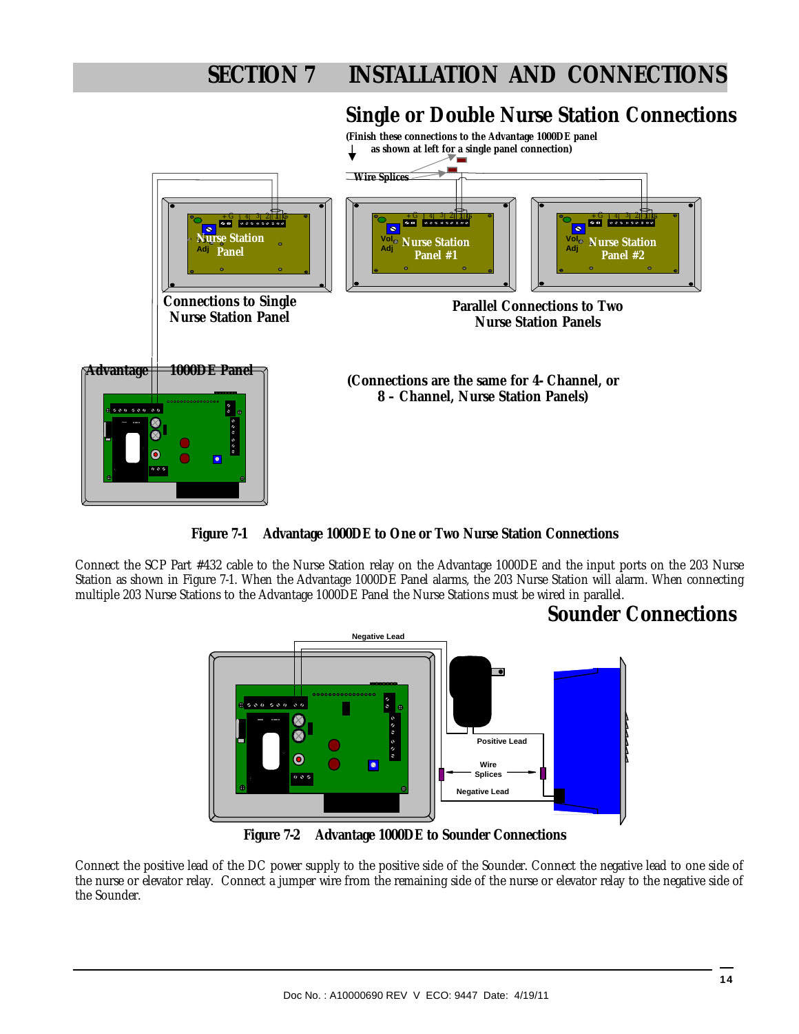# SECTION 7 INSTALLATION AND CONNECTIONS

## Single or Double Nurse Station Connections

Figure 7-1 Advantage 1000DE to One or Two Nurse Station Connections

Connect the SCP Part #432 cable to the Nurse Station relay on the Advantage 1000DE and the input ports on the 203 Nurse Station as shown in Figure 7-1. When the Advantage 1000DE Panel alarms, the 203 Nurse Station will alarm. When connecting multiple 203 Nurse Stations to the Advantage 1000DE Panel the Nurse Stations must be wired in parallel.

## Sounder Connections

Figure 7-2 Advantage 1000DE to Sounder Connections

Connect the positive lead of the DC power supply to the positive side of the Sounder. Connect the negative lead to one side of the nurse or elevator relay. Connect a jumper wire from the remaining side of the nurse or elevator relay to the negative side of the Sounder.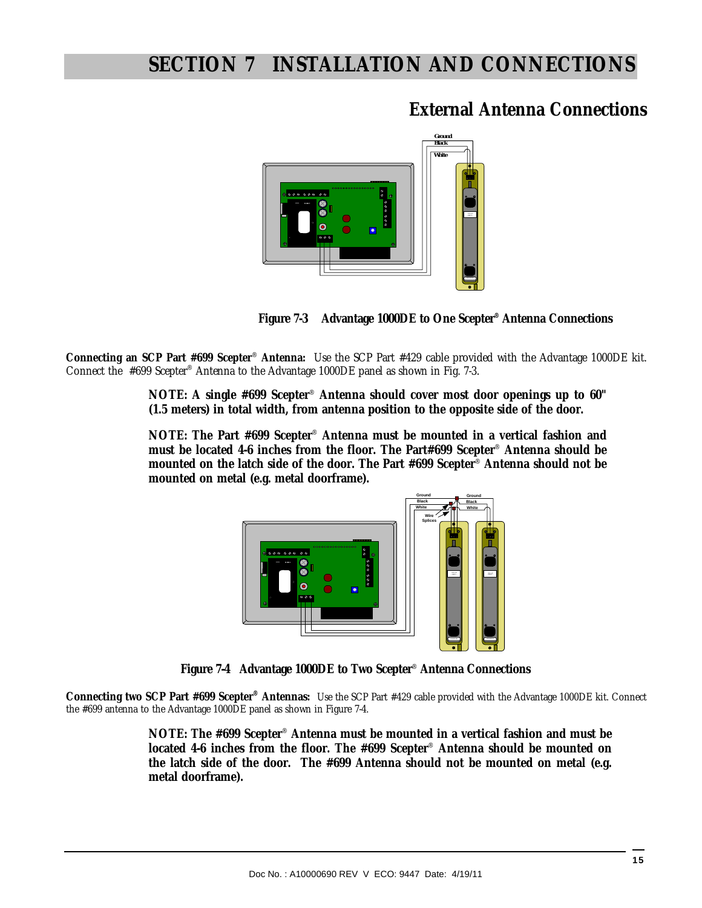# SECTION 7 INSTALLATION AND CONNECTIONS

## External Antenna Connections

**Figure 7-3 Advantage 1000DE to One Scepter® Antenna Connections**

**Connecting an SCP Part #699 Scepter® Antenna:** Use the SCP Part #429 cable provided with the Advantage 1000DE kit. Connect the #699 Scepter® Antenna to the Advantage 1000DE panel as shown in Fig. 7-3.

**NOTE: A single #699 Scepter® Antenna should cover most door openings up to 60" (1.5 meters) in total width, from antenna position to the opposite side of the door.**

**NOTE: The Part #699 Scepter® Antenna must be mounted in a vertical fashion and must be located 4-6 inches from the floor. The Part#699 Scepter® Antenna should be mounted on the latch side of the door. The Part #699 Scepter® Antenna should not be mounted on metal (e.g. metal doorframe).**

**Figure 7-4 Advantage 1000DE to Two Scepter® Antenna Connections**

**Connecting two SCP Part #699 Scepter® Antennas:** Use the SCP Part #429 cable provided with the Advantage 1000DE kit. Connect the #699 antenna to the Advantage 1000DE panel as shown in Figure 7-4.

**NOTE: The #699 Scepter® Antenna must be mounted in a vertical fashion and must be located 4-6 inches from the floor. The #699 Scepter® Antenna should be mounted on the latch side of the door. The #699 Antenna should not be mounted on metal (e.g. metal doorframe).**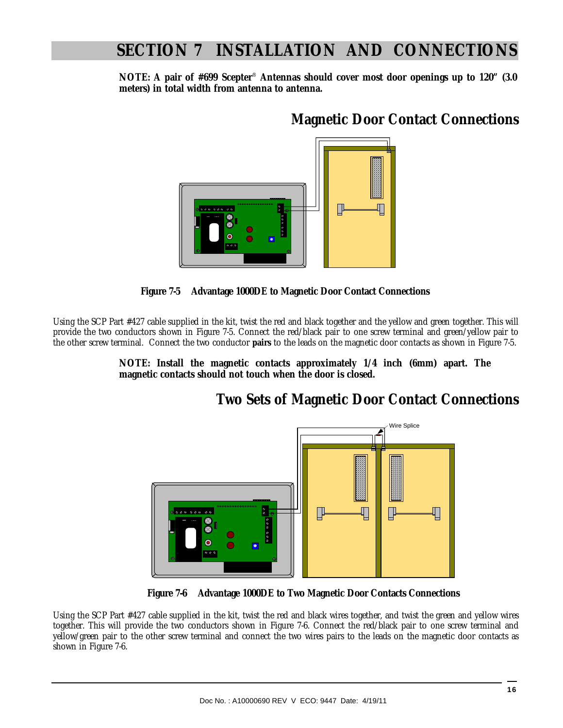# SECTION 7 INSTALLATION AND CONNECTIONS

**NOTE: A pair of #699 Scepter® Antennas should cover most door openings up to 120" (3.0 meters) in total width from antenna to antenna.**

## Magnetic Door Contact Connections

**Figure 7-5 Advantage 1000DE to Magnetic Door Contact Connections**

Using the SCP Part #427 cable supplied in the kit, twist the red and black together and the yellow and green together. This will provide the two conductors shown in Figure 7-5. Connect the red/black pair to one screw terminal and green/yellow pair to the other screw terminal. Connect the two conductor **pairs** to the leads on the magnetic door contacts as shown in Figure 7-5.

**NOTE: Install the magnetic contacts approximately 1/4 inch (6mm) apart. The magnetic contacts should not touch when the door is closed.**

## Two Sets of Magnetic Door Contact Connections

Wire Splice

**Figure 7-6 Advantage 1000DE to Two Magnetic Door Contacts Connections**

Using the SCP Part #427 cable supplied in the kit, twist the red and black wires together, and twist the green and yellow wires together. This will provide the two conductors shown in Figure 7-6. Connect the red/black pair to one screw terminal and yellow/green pair to the other screw terminal and connect the two wires pairs to the leads on the magnetic door contacts as shown in Figure 7-6.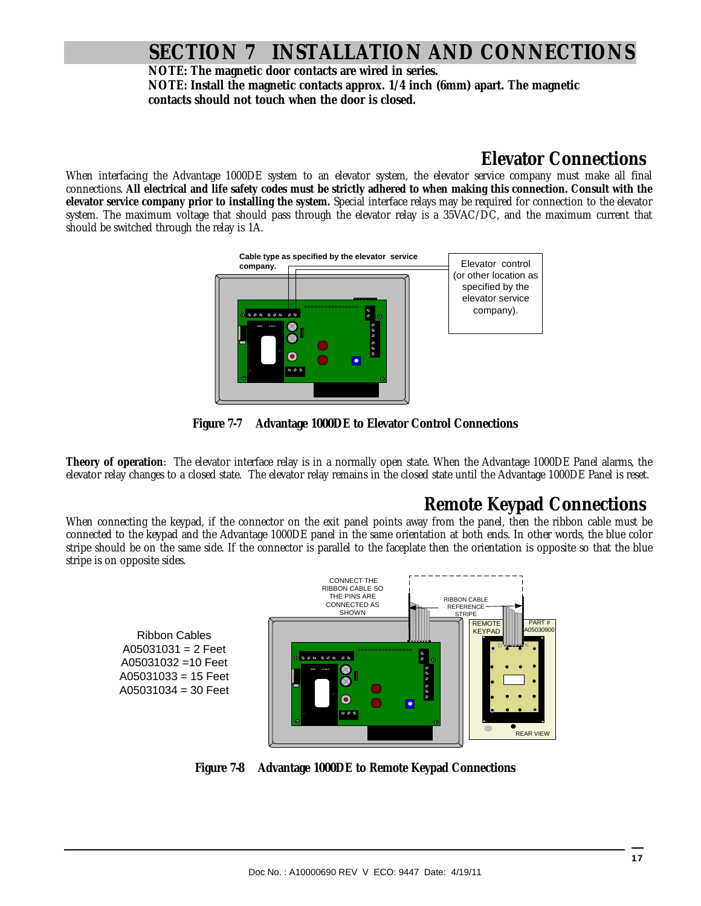# SECTION 7 INSTALLATION AND CONNECTIONS

**NOTE: The magnetic door contacts are wired in series.**

**NOTE: Install the magnetic contacts approx. 1/4 inch (6mm) apart. The magnetic contacts should not touch when the door is closed.**

## Elevator Connections

When interfacing the Advantage 1000DE system to an elevator system, the elevator service company must make all final connections. **All electrical and life safety codes must be strictly adhered to when making this connection. Consult with the elevator service company prior to installing the system.** Special interface relays may be required for connection to the elevator system. The maximum voltage that should pass through the elevator relay is a 35VAC/DC, and the maximum current that should be switched through the relay is 1A.

Cable type as specified by the elevator service company.

Elevator control (or other location as specified by the elevator service company).

**Figure 7-7 Advantage 1000DE to Elevator Control Connections**

**Theory of operation**: The elevator interface relay is in a normally open state. When the Advantage 1000DE Panel alarms, the elevator relay changes to a closed state. The elevator relay remains in the closed state until the Advantage 1000DE Panel is reset.

## Remote Keypad Connections

When connecting the keypad, if the connector on the exit panel points away from the panel, then the ribbon cable must be connected to the keypad and the Advantage 1000DE panel in the same orientation at both ends. In other words, the blue color stripe should be on the same side. If the connector is parallel to the faceplate then the orientation is opposite so that the blue stripe is on opposite sides.

Ribbon Cables
A05031031 = 2 Feet
A05031032 =10 Feet
A05031033 = 15 Feet
A05031034 = 30 Feet

CONNECT THE RIBBON CABLE SO THE PINS ARE CONNECTED AS SHOWN

RIBBON CABLE REFERENCE STRIPE

REMOTE KEYPAD

PART # A05030900

REAR VIEW

**Figure 7-8 Advantage 1000DE to Remote Keypad Connections**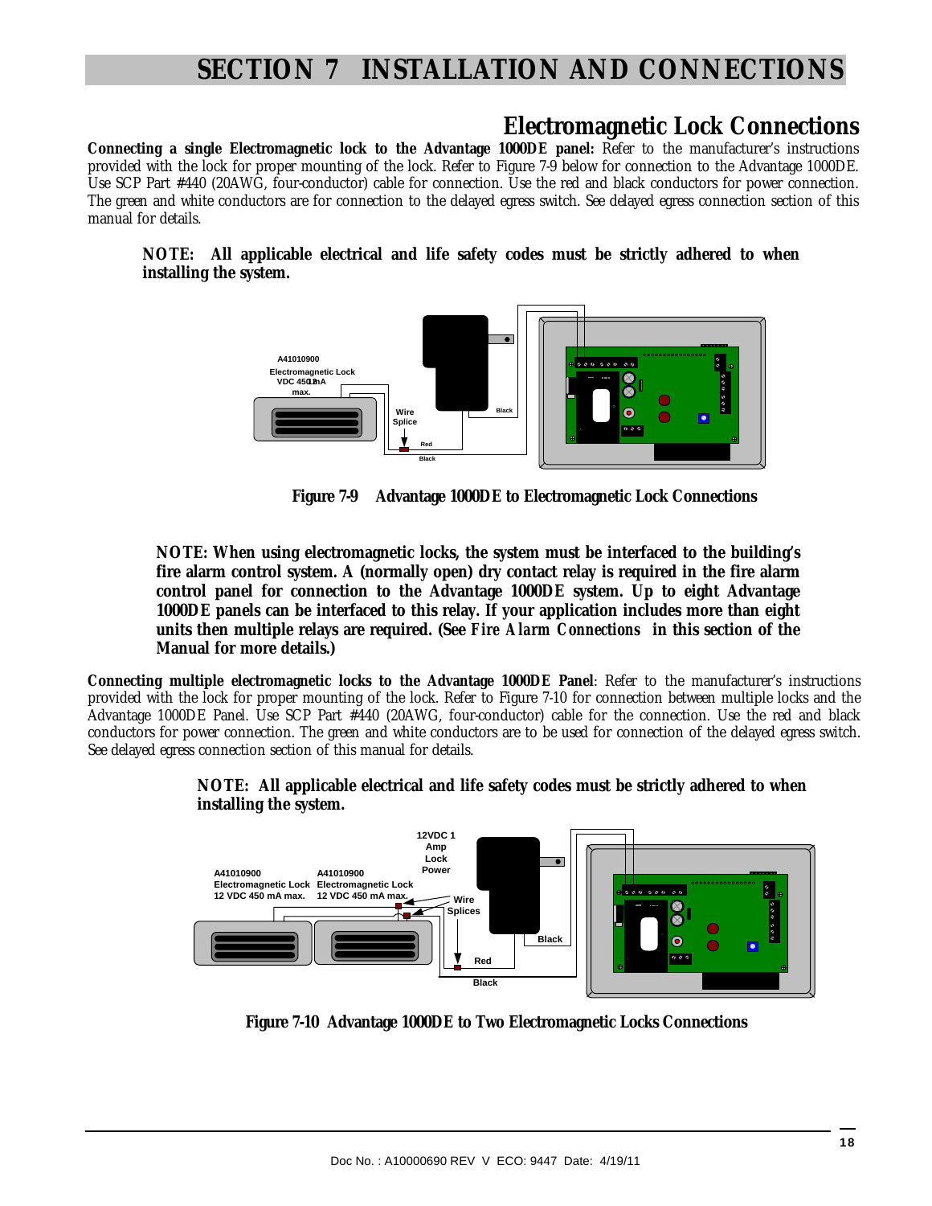# SECTION 7 INSTALLATION AND CONNECTIONS

## Electromagnetic Lock Connections

**Connecting a single Electromagnetic lock to the Advantage 1000DE panel:** Refer to the manufacturer's instructions provided with the lock for proper mounting of the lock. Refer to Figure 7-9 below for connection to the Advantage 1000DE. Use SCP Part #440 (20AWG, four-conductor) cable for connection. Use the red and black conductors for power connection. The green and white conductors are for connection to the delayed egress switch. See delayed egress connection section of this manual for details.

**NOTE: All applicable electrical and life safety codes must be strictly adhered to when installing the system.**

**Figure 7-9 Advantage 1000DE to Electromagnetic Lock Connections**

**NOTE: When using electromagnetic locks, the system must be interfaced to the building's fire alarm control system. A (normally open) dry contact relay is required in the fire alarm control panel for connection to the Advantage 1000DE system. Up to eight Advantage 1000DE panels can be interfaced to this relay. If your application includes more than eight units then multiple relays are required. (See *Fire Alarm Connections* in this section of the Manual for more details.)**

**Connecting multiple electromagnetic locks to the Advantage 1000DE Panel**: Refer to the manufacturer's instructions provided with the lock for proper mounting of the lock. Refer to Figure 7-10 for connection between multiple locks and the Advantage 1000DE Panel. Use SCP Part #440 (20AWG, four-conductor) cable for the connection. Use the red and black conductors for power connection. The green and white conductors are to be used for connection of the delayed egress switch. See delayed egress connection section of this manual for details.

**NOTE: All applicable electrical and life safety codes must be strictly adhered to when installing the system.**

**Figure 7-10 Advantage 1000DE to Two Electromagnetic Locks Connections**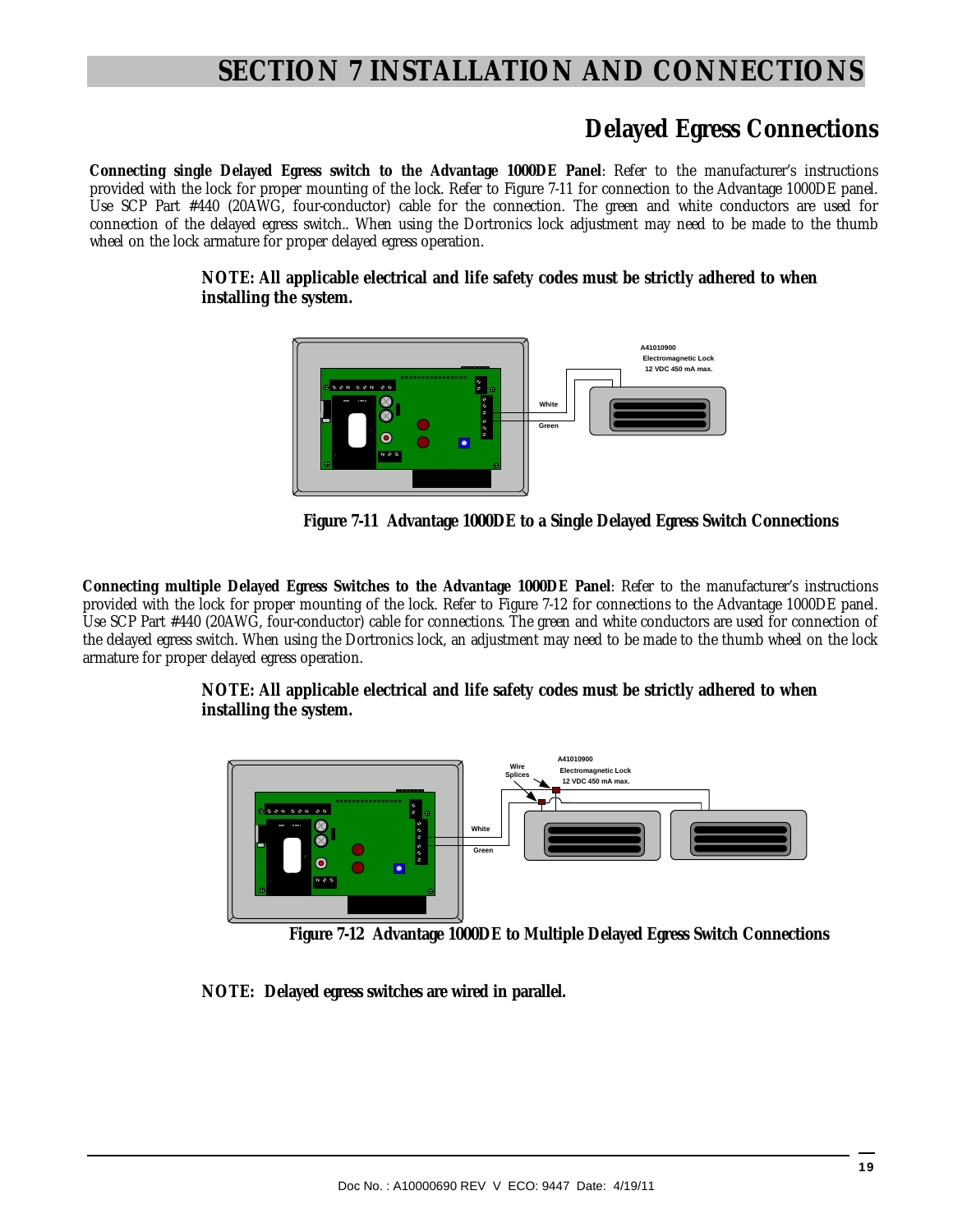# SECTION 7 INSTALLATION AND CONNECTIONS

## Delayed Egress Connections

**Connecting single Delayed Egress switch to the Advantage 1000DE Panel**: Refer to the manufacturer's instructions provided with the lock for proper mounting of the lock. Refer to Figure 7-11 for connection to the Advantage 1000DE panel. Use SCP Part #440 (20AWG, four-conductor) cable for the connection. The green and white conductors are used for connection of the delayed egress switch.. When using the Dortronics lock adjustment may need to be made to the thumb wheel on the lock armature for proper delayed egress operation.

**NOTE: All applicable electrical and life safety codes must be strictly adhered to when installing the system.**

**Figure 7-11 Advantage 1000DE to a Single Delayed Egress Switch Connections**

**Connecting multiple Delayed Egress Switches to the Advantage 1000DE Panel**: Refer to the manufacturer's instructions provided with the lock for proper mounting of the lock. Refer to Figure 7-12 for connections to the Advantage 1000DE panel. Use SCP Part #440 (20AWG, four-conductor) cable for connections. The green and white conductors are used for connection of the delayed egress switch. When using the Dortronics lock, an adjustment may need to be made to the thumb wheel on the lock armature for proper delayed egress operation.

**NOTE: All applicable electrical and life safety codes must be strictly adhered to when installing the system.**

**Figure 7-12 Advantage 1000DE to Multiple Delayed Egress Switch Connections**

**NOTE: Delayed egress switches are wired in parallel.**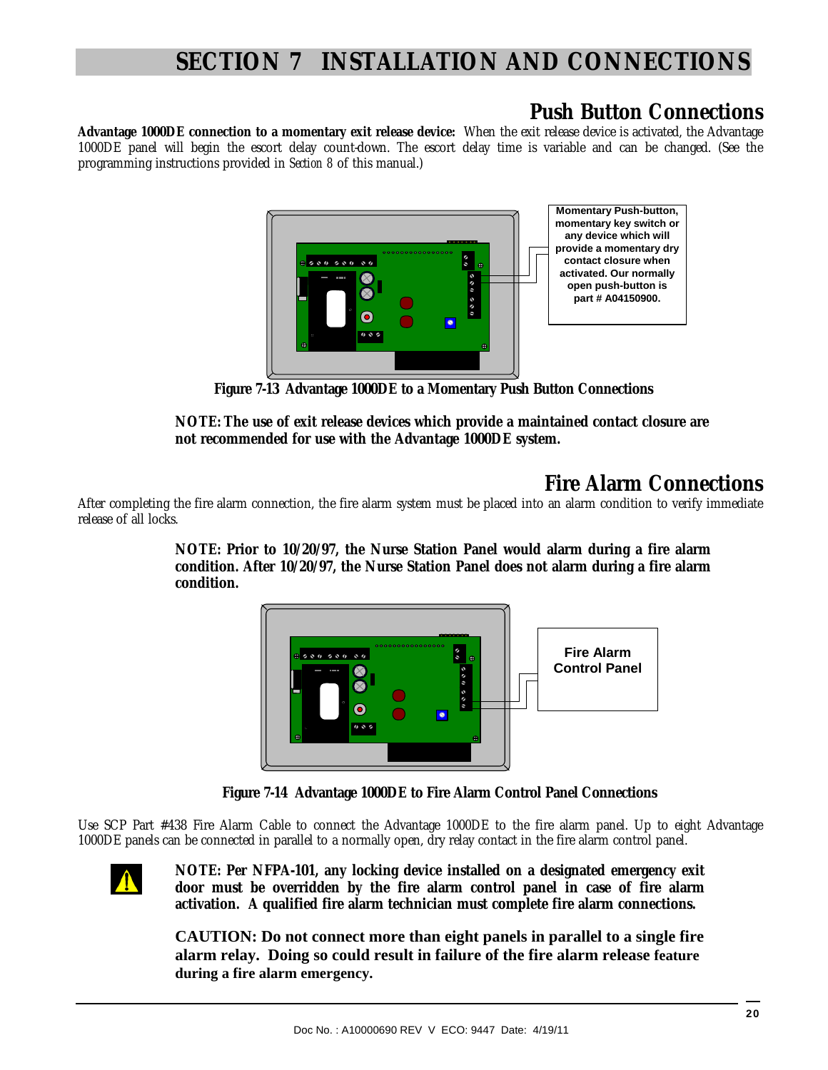# SECTION 7 INSTALLATION AND CONNECTIONS

## Push Button Connections

**Advantage 1000DE connection to a momentary exit release device:** When the exit release device is activated, the Advantage 1000DE panel will begin the escort delay count-down. The escort delay time is variable and can be changed. (See the programming instructions provided in *Section 8* of this manual.)

**Momentary Push-button, momentary key switch or any device which will provide a momentary dry contact closure when activated. Our normally open push-button is part # A04150900.**

**Figure 7-13 Advantage 1000DE to a Momentary Push Button Connections**

**NOTE: The use of exit release devices which provide a maintained contact closure are not recommended for use with the Advantage 1000DE system.**

## Fire Alarm Connections

After completing the fire alarm connection, the fire alarm system must be placed into an alarm condition to verify immediate release of all locks.

**NOTE: Prior to 10/20/97, the Nurse Station Panel would alarm during a fire alarm condition. After 10/20/97, the Nurse Station Panel does not alarm during a fire alarm condition.**

**Fire Alarm Control Panel**

**Figure 7-14 Advantage 1000DE to Fire Alarm Control Panel Connections**

Use SCP Part #438 Fire Alarm Cable to connect the Advantage 1000DE to the fire alarm panel. Up to eight Advantage 1000DE panels can be connected in parallel to a normally open, dry relay contact in the fire alarm control panel.

**NOTE: Per NFPA-101, any locking device installed on a designated emergency exit door must be overridden by the fire alarm control panel in case of fire alarm activation. A qualified fire alarm technician must complete fire alarm connections.**

**CAUTION: Do not connect more than eight panels in parallel to a single fire alarm relay. Doing so could result in failure of the fire alarm release feature during a fire alarm emergency.**

Doc No. : A10000690 REV V ECO: 9447 Date: 4/19/11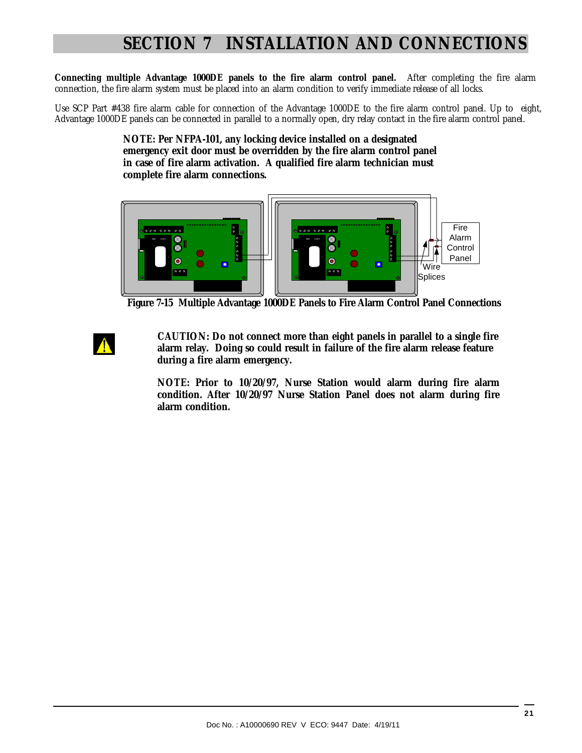# SECTION 7 INSTALLATION AND CONNECTIONS

**Connecting multiple Advantage 1000DE panels to the fire alarm control panel.** After completing the fire alarm connection, the fire alarm system must be placed into an alarm condition to verify immediate release of all locks.

Use SCP Part #438 fire alarm cable for connection of the Advantage 1000DE to the fire alarm control panel. Up to eight, Advantage 1000DE panels can be connected in parallel to a normally open, dry relay contact in the fire alarm control panel.

**NOTE: Per NFPA-101, any locking device installed on a designated emergency exit door must be overridden by the fire alarm control panel in case of fire alarm activation. A qualified fire alarm technician must complete fire alarm connections.**

Fire Alarm Control Panel

Wire Splices

**Figure 7-15 Multiple Advantage 1000DE Panels to Fire Alarm Control Panel Connections**

**CAUTION: Do not connect more than eight panels in parallel to a single fire alarm relay. Doing so could result in failure of the fire alarm release feature during a fire alarm emergency.**

**NOTE: Prior to 10/20/97, Nurse Station would alarm during fire alarm condition. After 10/20/97 Nurse Station Panel does not alarm during fire alarm condition.**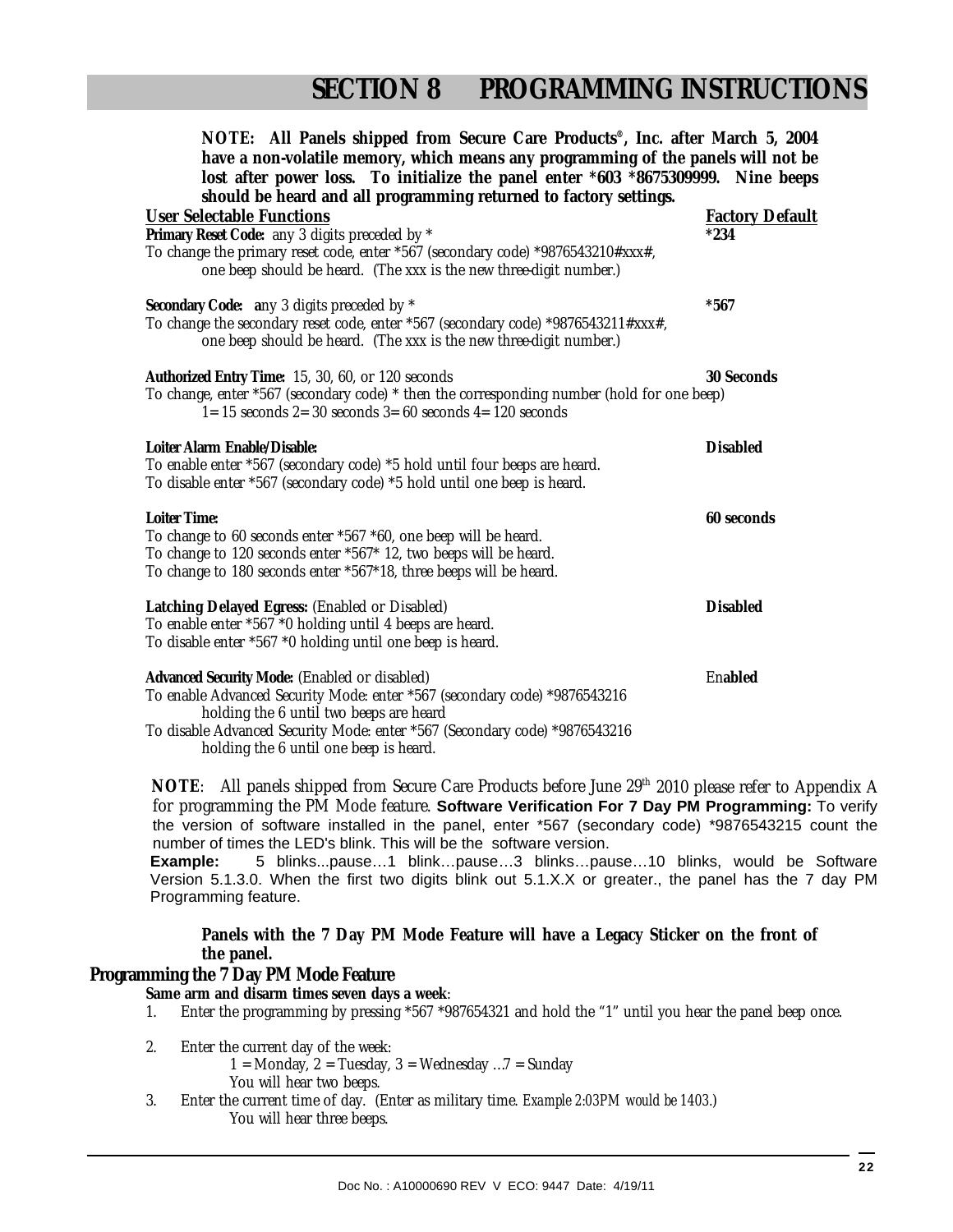# SECTION 8 PROGRAMMING INSTRUCTIONS

**NOTE: All Panels shipped from Secure Care Products®, Inc. after March 5, 2004 have a non-volatile memory, which means any programming of the panels will not be lost after power loss. To initialize the panel enter *603 *8675309999. Nine beeps should be heard and all programming returned to factory settings.**

| User Selectable Functions | Factory Default |
|---|---|

**Primary Reset Code:** any 3 digits preceded by * — **Factory Default: *234**
To change the primary reset code, enter *567 (secondary code) *9876543210#xxx#, one beep should be heard. (The xxx is the new three-digit number.)

**Secondary Code:** any 3 digits preceded by * — **Factory Default: *567**
To change the secondary reset code, enter *567 (secondary code) *9876543211#xxx#, one beep should be heard. (The xxx is the new three-digit number.)

**Authorized Entry Time:** 15, 30, 60, or 120 seconds — **Factory Default: 30 Seconds**
To change, enter *567 (secondary code) * then the corresponding number (hold for one beep)
1= 15 seconds 2= 30 seconds 3= 60 seconds 4= 120 seconds

**Loiter Alarm Enable/Disable:** — **Factory Default: Disabled**
To enable enter *567 (secondary code) *5 hold until four beeps are heard.
To disable enter *567 (secondary code) *5 hold until one beep is heard.

**Loiter Time:** — **Factory Default: 60 seconds**
To change to 60 seconds enter *567 *60, one beep will be heard.
To change to 120 seconds enter *567* 12, two beeps will be heard.
To change to 180 seconds enter *567*18, three beeps will be heard.

**Latching Delayed Egress:** (Enabled or Disabled) — **Factory Default: Disabled**
To enable enter *567 *0 holding until 4 beeps are heard.
To disable enter *567 *0 holding until one beep is heard.

**Advanced Security Mode:** (Enabled or disabled) — **Factory Default: Enabled**
To enable Advanced Security Mode: enter *567 (secondary code) *9876543216 holding the 6 until two beeps are heard
To disable Advanced Security Mode: enter *567 (Secondary code) *9876543216 holding the 6 until one beep is heard.

**NOTE**: All panels shipped from Secure Care Products before June 29th 2010 please refer to Appendix A for programming the PM Mode feature. **Software Verification For 7 Day PM Programming:** To verify the version of software installed in the panel, enter *567 (secondary code) *9876543215 count the number of times the LED's blink. This will be the software version.

**Example:** 5 blinks...pause…1 blink…pause…3 blinks…pause…10 blinks, would be Software Version 5.1.3.0. When the first two digits blink out 5.1.X.X or greater., the panel has the 7 day PM Programming feature.

**Panels with the 7 Day PM Mode Feature will have a Legacy Sticker on the front of the panel.**

## Programming the 7 Day PM Mode Feature

**Same arm and disarm times seven days a week**:

1. Enter the programming by pressing *567 *987654321 and hold the "1" until you hear the panel beep once.
2. Enter the current day of the week:
   1 = Monday, 2 = Tuesday, 3 = Wednesday …7 = Sunday
   You will hear two beeps.
3. Enter the current time of day. (Enter as military time. *Example 2:03PM would be 1403.*)
   You will hear three beeps.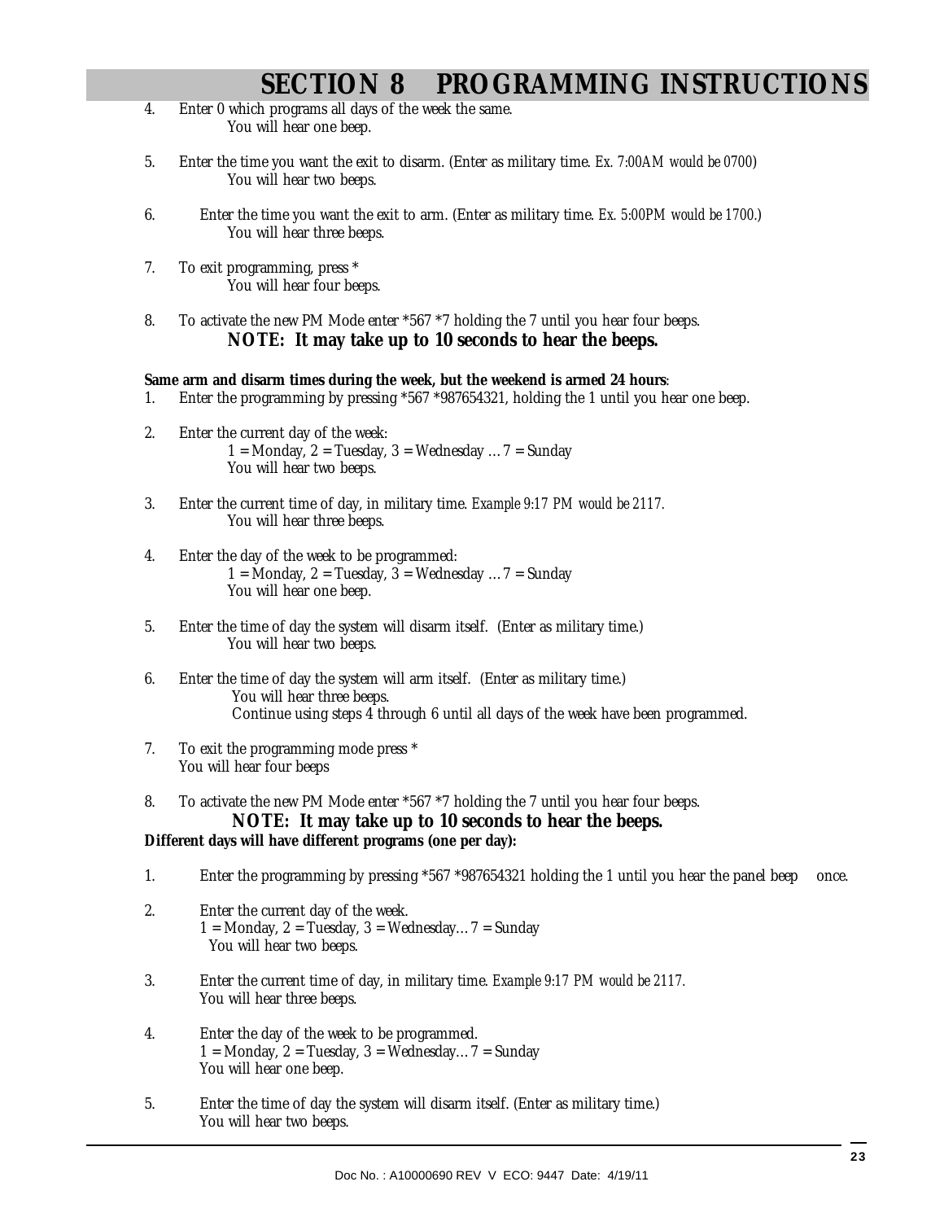# SECTION 8 PROGRAMMING INSTRUCTIONS

4. Enter 0 which programs all days of the week the same.
   You will hear one beep.

5. Enter the time you want the exit to disarm. (Enter as military time. *Ex. 7:00AM would be 0700*)
   You will hear two beeps.

6. Enter the time you want the exit to arm. (Enter as military time. *Ex. 5:00PM would be 1700.*)
   You will hear three beeps.

7. To exit programming, press *
   You will hear four beeps.

8. To activate the new PM Mode enter *567 *7 holding the 7 until you hear four beeps.
   **NOTE: It may take up to 10 seconds to hear the beeps.**

**Same arm and disarm times during the week, but the weekend is armed 24 hours**:

1. Enter the programming by pressing *567 *987654321, holding the 1 until you hear one beep.

2. Enter the current day of the week:
   1 = Monday, 2 = Tuesday, 3 = Wednesday … 7 = Sunday
   You will hear two beeps.

3. Enter the current time of day, in military time. *Example 9:17 PM would be 2117.*
   You will hear three beeps.

4. Enter the day of the week to be programmed:
   1 = Monday, 2 = Tuesday, 3 = Wednesday … 7 = Sunday
   You will hear one beep.

5. Enter the time of day the system will disarm itself. (Enter as military time.)
   You will hear two beeps.

6. Enter the time of day the system will arm itself. (Enter as military time.)
   You will hear three beeps.
   Continue using steps 4 through 6 until all days of the week have been programmed.

7. To exit the programming mode press *
   You will hear four beeps

8. To activate the new PM Mode enter *567 *7 holding the 7 until you hear four beeps.
   **NOTE: It may take up to 10 seconds to hear the beeps.**

**Different days will have different programs (one per day):**

1. Enter the programming by pressing *567 *987654321 holding the 1 until you hear the panel beep once.

2. Enter the current day of the week.
   1 = Monday, 2 = Tuesday, 3 = Wednesday… 7 = Sunday
   You will hear two beeps.

3. Enter the current time of day, in military time. *Example 9:17 PM would be 2117.*
   You will hear three beeps.

4. Enter the day of the week to be programmed.
   1 = Monday, 2 = Tuesday, 3 = Wednesday… 7 = Sunday
   You will hear one beep.

5. Enter the time of day the system will disarm itself. (Enter as military time.)
   You will hear two beeps.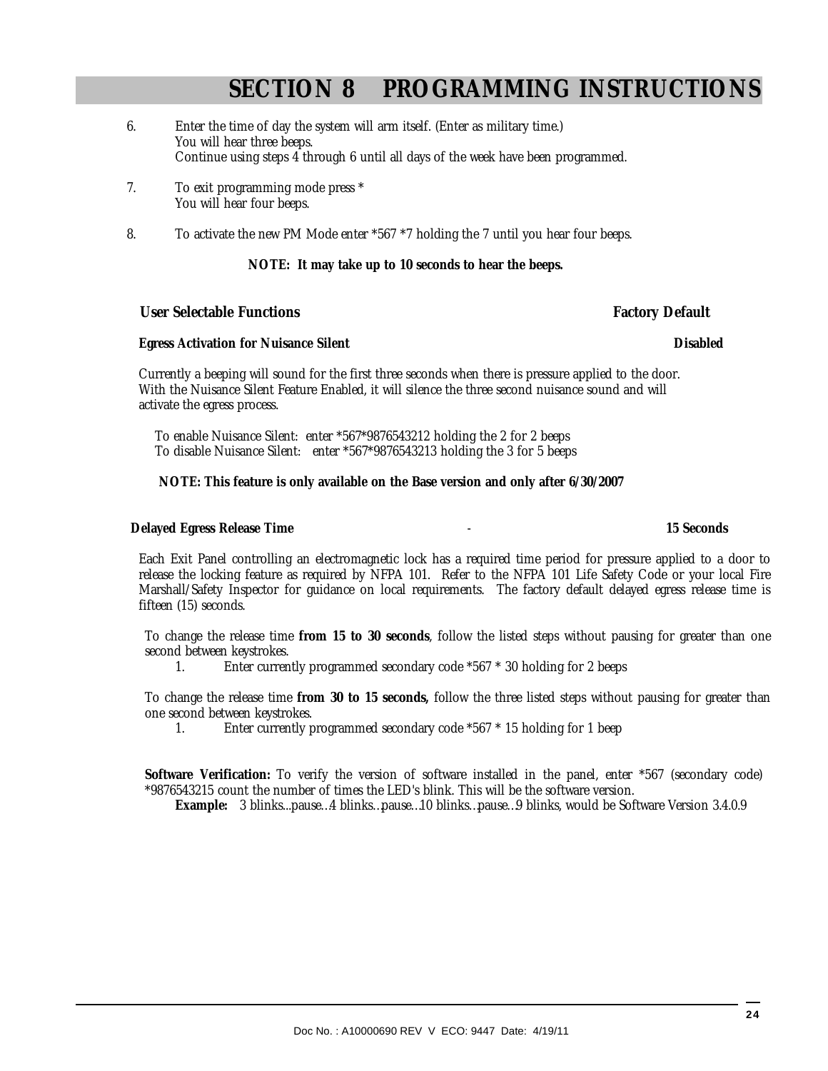# SECTION 8 PROGRAMMING INSTRUCTIONS

6. Enter the time of day the system will arm itself. (Enter as military time.)
   You will hear three beeps.
   Continue using steps 4 through 6 until all days of the week have been programmed.

7. To exit programming mode press *
   You will hear four beeps.

8. To activate the new PM Mode enter *567 *7 holding the 7 until you hear four beeps.

**NOTE: It may take up to 10 seconds to hear the beeps.**

**User Selectable Functions** **Factory Default**

**Egress Activation for Nuisance Silent** **Disabled**

Currently a beeping will sound for the first three seconds when there is pressure applied to the door. With the Nuisance Silent Feature Enabled, it will silence the three second nuisance sound and will activate the egress process.

To enable Nuisance Silent: enter *567*9876543212 holding the 2 for 2 beeps
To disable Nuisance Silent: enter *567*9876543213 holding the 3 for 5 beeps

**NOTE: This feature is only available on the Base version and only after 6/30/2007**

**Delayed Egress Release Time** - **15 Seconds**

Each Exit Panel controlling an electromagnetic lock has a required time period for pressure applied to a door to release the locking feature as required by NFPA 101. Refer to the NFPA 101 Life Safety Code or your local Fire Marshall/Safety Inspector for guidance on local requirements. The factory default delayed egress release time is fifteen (15) seconds.

To change the release time **from 15 to 30 seconds**, follow the listed steps without pausing for greater than one second between keystrokes.

1. Enter currently programmed secondary code *567 * 30 holding for 2 beeps

To change the release time **from 30 to 15 seconds,** follow the three listed steps without pausing for greater than one second between keystrokes.

1. Enter currently programmed secondary code *567 * 15 holding for 1 beep

**Software Verification:** To verify the version of software installed in the panel, enter *567 (secondary code) *9876543215 count the number of times the LED's blink. This will be the software version.

**Example:** 3 blinks...pause…4 blinks…pause…10 blinks…pause…9 blinks, would be Software Version 3.4.0.9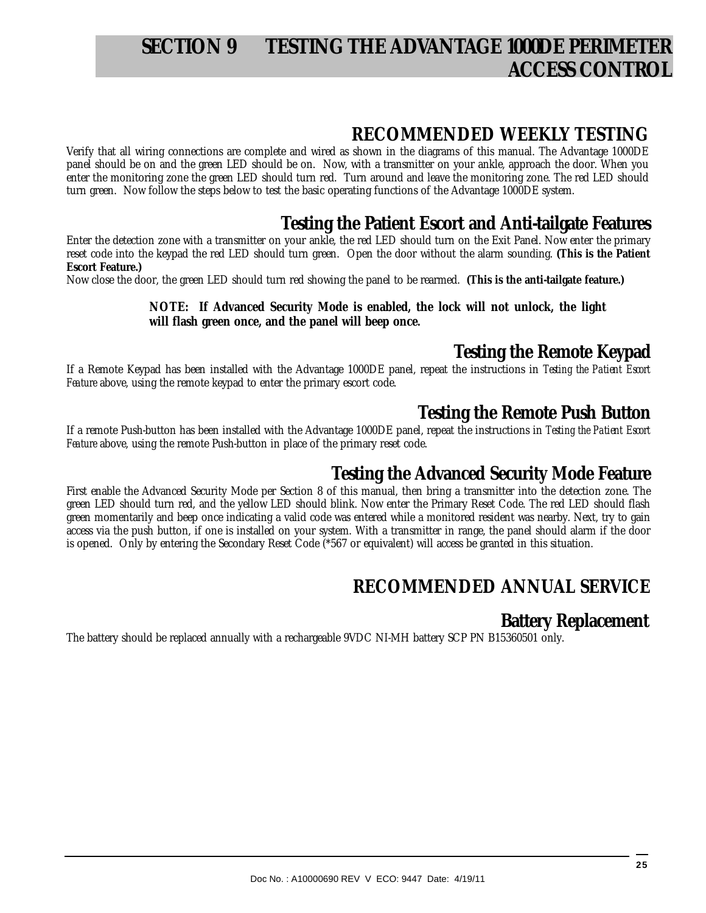# SECTION 9 TESTING THE ADVANTAGE 1000DE PERIMETER ACCESS CONTROL

## RECOMMENDED WEEKLY TESTING

Verify that all wiring connections are complete and wired as shown in the diagrams of this manual. The Advantage 1000DE panel should be on and the green LED should be on. Now, with a transmitter on your ankle, approach the door. When you enter the monitoring zone the green LED should turn red. Turn around and leave the monitoring zone. The red LED should turn green. Now follow the steps below to test the basic operating functions of the Advantage 1000DE system.

### Testing the Patient Escort and Anti-tailgate Features

Enter the detection zone with a transmitter on your ankle, the red LED should turn on the Exit Panel. Now enter the primary reset code into the keypad the red LED should turn green. Open the door without the alarm sounding. **(This is the Patient Escort Feature.)**

Now close the door, the green LED should turn red showing the panel to be rearmed. **(This is the anti-tailgate feature.)**

> **NOTE: If Advanced Security Mode is enabled, the lock will not unlock, the light will flash green once, and the panel will beep once.**

### Testing the Remote Keypad

If a Remote Keypad has been installed with the Advantage 1000DE panel, repeat the instructions in *Testing the Patient Escort Feature* above, using the remote keypad to enter the primary escort code.

### Testing the Remote Push Button

If a remote Push-button has been installed with the Advantage 1000DE panel, repeat the instructions in *Testing the Patient Escort Feature* above, using the remote Push-button in place of the primary reset code.

### Testing the Advanced Security Mode Feature

First enable the Advanced Security Mode per Section 8 of this manual, then bring a transmitter into the detection zone. The green LED should turn red, and the yellow LED should blink. Now enter the Primary Reset Code. The red LED should flash green momentarily and beep once indicating a valid code was entered while a monitored resident was nearby. Next, try to gain access via the push button, if one is installed on your system. With a transmitter in range, the panel should alarm if the door is opened. Only by entering the Secondary Reset Code (*567 or equivalent) will access be granted in this situation.

## RECOMMENDED ANNUAL SERVICE

### Battery Replacement

The battery should be replaced annually with a rechargeable 9VDC NI-MH battery SCP PN B15360501 only.

Doc No. : A10000690 REV V ECO: 9447 Date: 4/19/11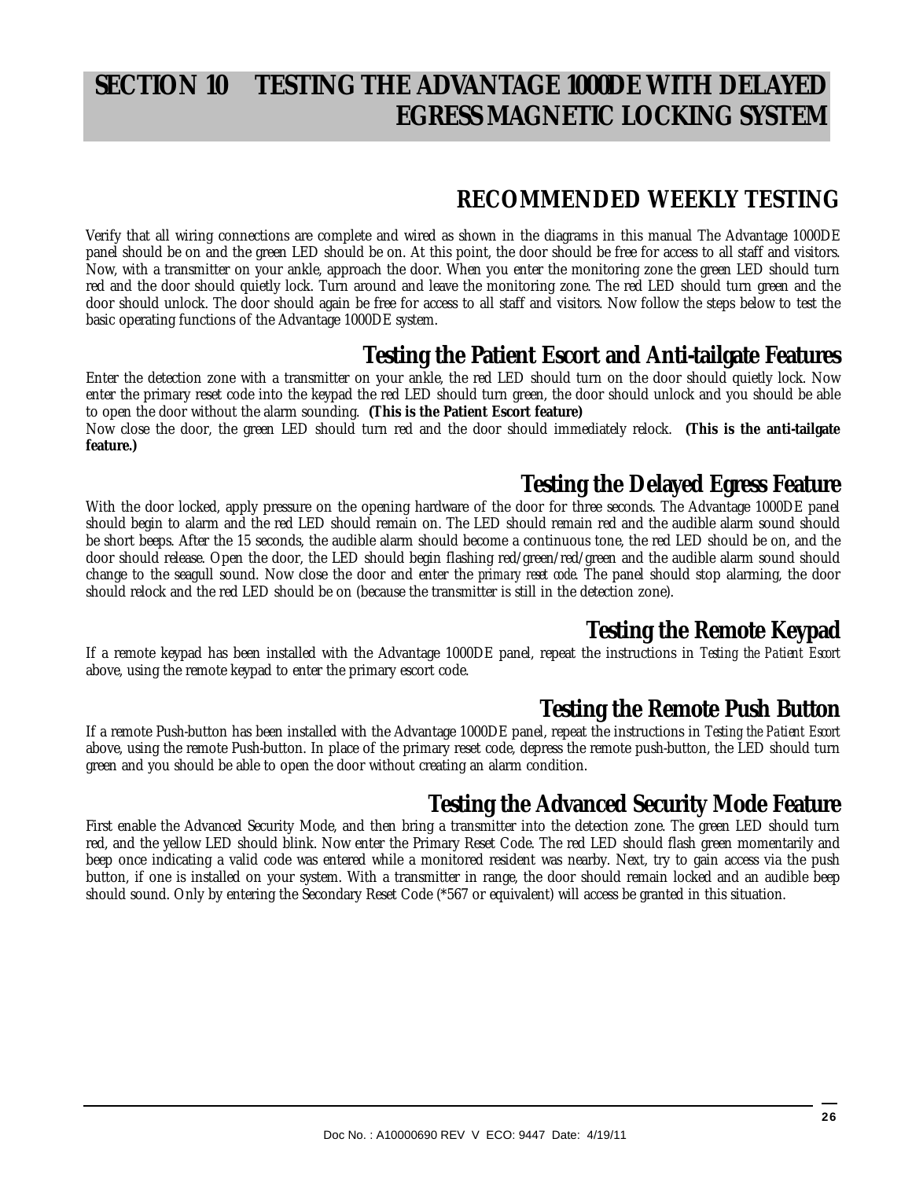# SECTION 10 TESTING THE ADVANTAGE 1000DE WITH DELAYED EGRESS MAGNETIC LOCKING SYSTEM

## RECOMMENDED WEEKLY TESTING

Verify that all wiring connections are complete and wired as shown in the diagrams in this manual The Advantage 1000DE panel should be on and the green LED should be on. At this point, the door should be free for access to all staff and visitors. Now, with a transmitter on your ankle, approach the door. When you enter the monitoring zone the green LED should turn red and the door should quietly lock. Turn around and leave the monitoring zone. The red LED should turn green and the door should unlock. The door should again be free for access to all staff and visitors. Now follow the steps below to test the basic operating functions of the Advantage 1000DE system.

### Testing the Patient Escort and Anti-tailgate Features

Enter the detection zone with a transmitter on your ankle, the red LED should turn on the door should quietly lock. Now enter the primary reset code into the keypad the red LED should turn green, the door should unlock and you should be able to open the door without the alarm sounding. **(This is the Patient Escort feature)**

Now close the door, the green LED should turn red and the door should immediately relock. **(This is the anti-tailgate feature.)**

### Testing the Delayed Egress Feature

With the door locked, apply pressure on the opening hardware of the door for three seconds. The Advantage 1000DE panel should begin to alarm and the red LED should remain on. The LED should remain red and the audible alarm sound should be short beeps. After the 15 seconds, the audible alarm should become a continuous tone, the red LED should be on, and the door should release. Open the door, the LED should begin flashing red/green/red/green and the audible alarm sound should change to the seagull sound. Now close the door and enter the *primary reset code*. The panel should stop alarming, the door should relock and the red LED should be on (because the transmitter is still in the detection zone).

### Testing the Remote Keypad

If a remote keypad has been installed with the Advantage 1000DE panel, repeat the instructions in *Testing the Patient Escort* above, using the remote keypad to enter the primary escort code.

### Testing the Remote Push Button

If a remote Push-button has been installed with the Advantage 1000DE panel, repeat the instructions in *Testing the Patient Escort* above, using the remote Push-button. In place of the primary reset code, depress the remote push-button, the LED should turn green and you should be able to open the door without creating an alarm condition.

### Testing the Advanced Security Mode Feature

First enable the Advanced Security Mode, and then bring a transmitter into the detection zone. The green LED should turn red, and the yellow LED should blink. Now enter the Primary Reset Code. The red LED should flash green momentarily and beep once indicating a valid code was entered while a monitored resident was nearby. Next, try to gain access via the push button, if one is installed on your system. With a transmitter in range, the door should remain locked and an audible beep should sound. Only by entering the Secondary Reset Code (*567 or equivalent) will access be granted in this situation.

Doc No. : A10000690 REV V ECO: 9447 Date: 4/19/11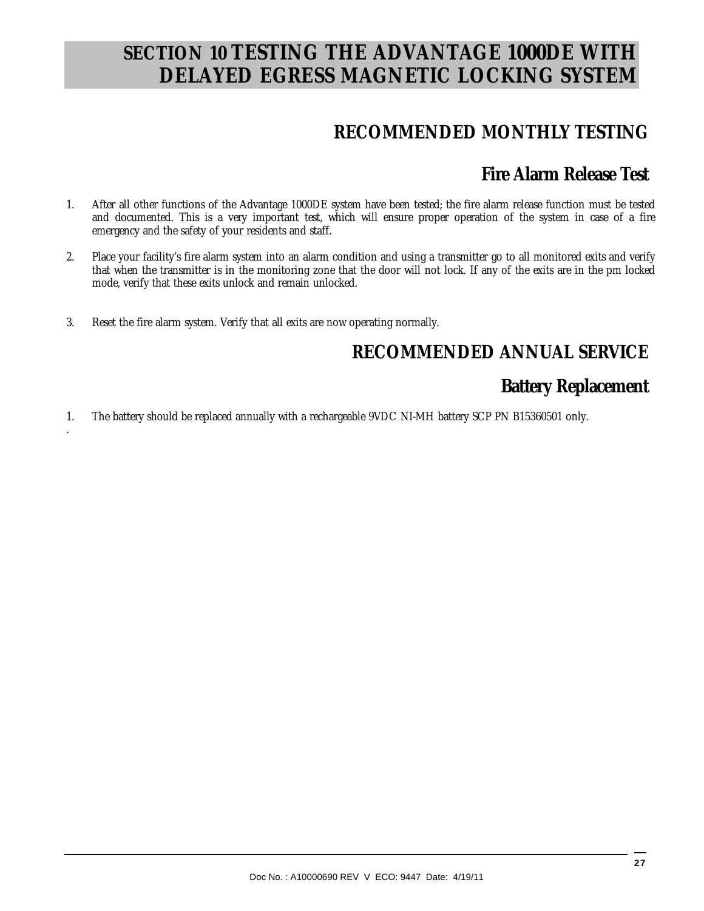# SECTION 10 TESTING THE ADVANTAGE 1000DE WITH DELAYED EGRESS MAGNETIC LOCKING SYSTEM

## RECOMMENDED MONTHLY TESTING

### Fire Alarm Release Test

1. After all other functions of the Advantage 1000DE system have been tested; the fire alarm release function must be tested and documented. This is a very important test, which will ensure proper operation of the system in case of a fire emergency and the safety of your residents and staff.

2. Place your facility's fire alarm system into an alarm condition and using a transmitter go to all monitored exits and verify that when the transmitter is in the monitoring zone that the door will not lock. If any of the exits are in the pm locked mode, verify that these exits unlock and remain unlocked.

3. Reset the fire alarm system. Verify that all exits are now operating normally.

## RECOMMENDED ANNUAL SERVICE

### Battery Replacement

1. The battery should be replaced annually with a rechargeable 9VDC NI-MH battery SCP PN B15360501 only.

.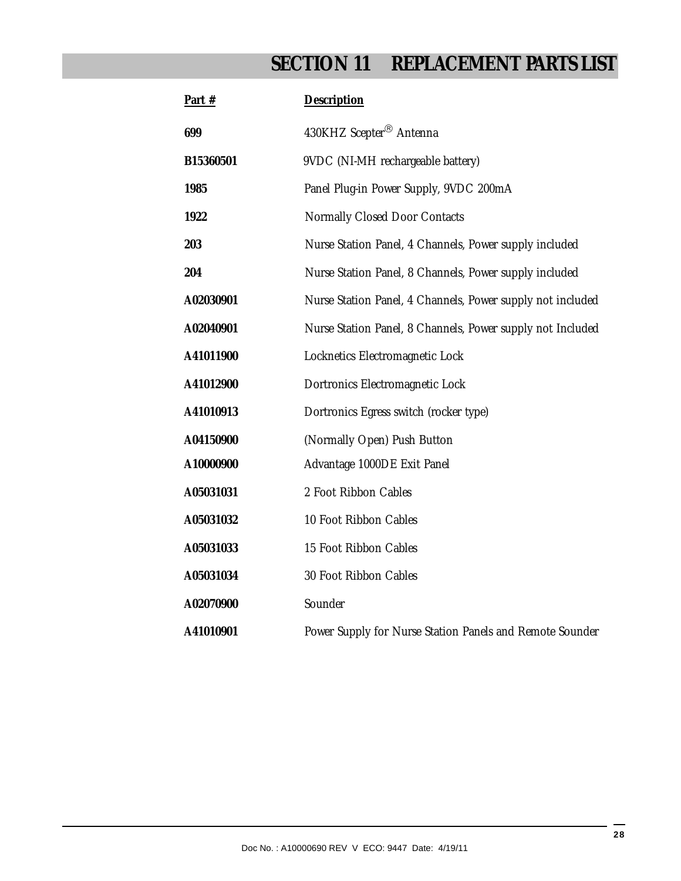# SECTION 11 REPLACEMENT PARTS LIST

| Part # | Description |
|---|---|
| 699 | 430KHZ Scepter® Antenna |
| B15360501 | 9VDC (NI-MH rechargeable battery) |
| 1985 | Panel Plug-in Power Supply, 9VDC 200mA |
| 1922 | Normally Closed Door Contacts |
| 203 | Nurse Station Panel, 4 Channels, Power supply included |
| 204 | Nurse Station Panel, 8 Channels, Power supply included |
| A02030901 | Nurse Station Panel, 4 Channels, Power supply not included |
| A02040901 | Nurse Station Panel, 8 Channels, Power supply not Included |
| A41011900 | Locknetics Electromagnetic Lock |
| A41012900 | Dortronics Electromagnetic Lock |
| A41010913 | Dortronics Egress switch (rocker type) |
| A04150900 | (Normally Open) Push Button |
| A10000900 | Advantage 1000DE Exit Panel |
| A05031031 | 2 Foot Ribbon Cables |
| A05031032 | 10 Foot Ribbon Cables |
| A05031033 | 15 Foot Ribbon Cables |
| A05031034 | 30 Foot Ribbon Cables |
| A02070900 | Sounder |
| A41010901 | Power Supply for Nurse Station Panels and Remote Sounder |

Doc No. : A10000690 REV V ECO: 9447 Date: 4/19/11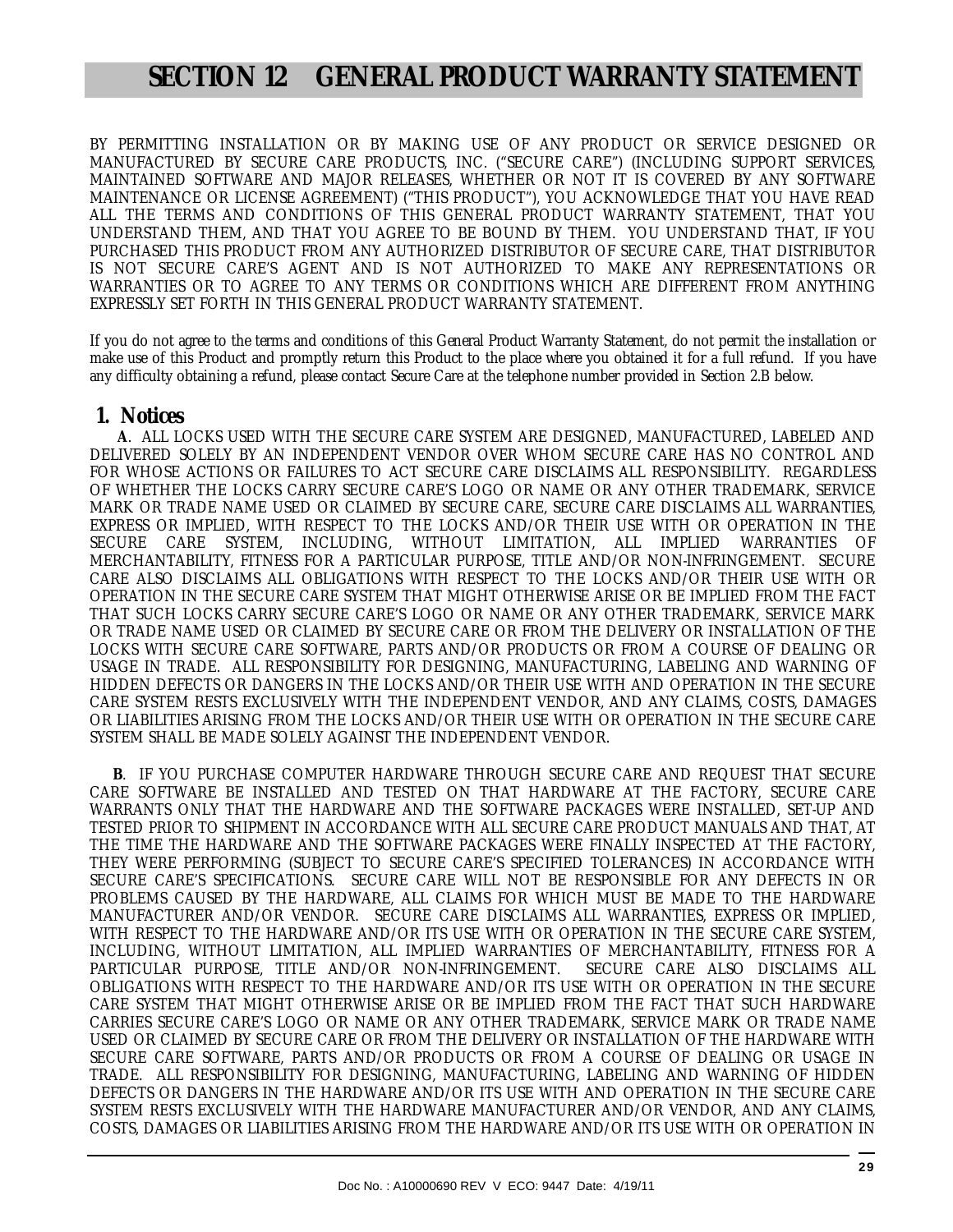# SECTION 12 GENERAL PRODUCT WARRANTY STATEMENT

BY PERMITTING INSTALLATION OR BY MAKING USE OF ANY PRODUCT OR SERVICE DESIGNED OR MANUFACTURED BY SECURE CARE PRODUCTS, INC. ("SECURE CARE") (INCLUDING SUPPORT SERVICES, MAINTAINED SOFTWARE AND MAJOR RELEASES, WHETHER OR NOT IT IS COVERED BY ANY SOFTWARE MAINTENANCE OR LICENSE AGREEMENT) ("THIS PRODUCT"), YOU ACKNOWLEDGE THAT YOU HAVE READ ALL THE TERMS AND CONDITIONS OF THIS GENERAL PRODUCT WARRANTY STATEMENT, THAT YOU UNDERSTAND THEM, AND THAT YOU AGREE TO BE BOUND BY THEM. YOU UNDERSTAND THAT, IF YOU PURCHASED THIS PRODUCT FROM ANY AUTHORIZED DISTRIBUTOR OF SECURE CARE, THAT DISTRIBUTOR IS NOT SECURE CARE'S AGENT AND IS NOT AUTHORIZED TO MAKE ANY REPRESENTATIONS OR WARRANTIES OR TO AGREE TO ANY TERMS OR CONDITIONS WHICH ARE DIFFERENT FROM ANYTHING EXPRESSLY SET FORTH IN THIS GENERAL PRODUCT WARRANTY STATEMENT.

If you do not agree to the terms and conditions of this General Product Warranty Statement, do not permit the installation or make use of this Product and promptly return this Product to the place where you obtained it for a full refund. If you have any difficulty obtaining a refund, please contact Secure Care at the telephone number provided in Section 2.B below.

## 1. Notices

**A**. ALL LOCKS USED WITH THE SECURE CARE SYSTEM ARE DESIGNED, MANUFACTURED, LABELED AND DELIVERED SOLELY BY AN INDEPENDENT VENDOR OVER WHOM SECURE CARE HAS NO CONTROL AND FOR WHOSE ACTIONS OR FAILURES TO ACT SECURE CARE DISCLAIMS ALL RESPONSIBILITY. REGARDLESS OF WHETHER THE LOCKS CARRY SECURE CARE'S LOGO OR NAME OR ANY OTHER TRADEMARK, SERVICE MARK OR TRADE NAME USED OR CLAIMED BY SECURE CARE, SECURE CARE DISCLAIMS ALL WARRANTIES, EXPRESS OR IMPLIED, WITH RESPECT TO THE LOCKS AND/OR THEIR USE WITH OR OPERATION IN THE SECURE CARE SYSTEM, INCLUDING, WITHOUT LIMITATION, ALL IMPLIED WARRANTIES OF MERCHANTABILITY, FITNESS FOR A PARTICULAR PURPOSE, TITLE AND/OR NON-INFRINGEMENT. SECURE CARE ALSO DISCLAIMS ALL OBLIGATIONS WITH RESPECT TO THE LOCKS AND/OR THEIR USE WITH OR OPERATION IN THE SECURE CARE SYSTEM THAT MIGHT OTHERWISE ARISE OR BE IMPLIED FROM THE FACT THAT SUCH LOCKS CARRY SECURE CARE'S LOGO OR NAME OR ANY OTHER TRADEMARK, SERVICE MARK OR TRADE NAME USED OR CLAIMED BY SECURE CARE OR FROM THE DELIVERY OR INSTALLATION OF THE LOCKS WITH SECURE CARE SOFTWARE, PARTS AND/OR PRODUCTS OR FROM A COURSE OF DEALING OR USAGE IN TRADE. ALL RESPONSIBILITY FOR DESIGNING, MANUFACTURING, LABELING AND WARNING OF HIDDEN DEFECTS OR DANGERS IN THE LOCKS AND/OR THEIR USE WITH AND OPERATION IN THE SECURE CARE SYSTEM RESTS EXCLUSIVELY WITH THE INDEPENDENT VENDOR, AND ANY CLAIMS, COSTS, DAMAGES OR LIABILITIES ARISING FROM THE LOCKS AND/OR THEIR USE WITH OR OPERATION IN THE SECURE CARE SYSTEM SHALL BE MADE SOLELY AGAINST THE INDEPENDENT VENDOR.

**B**. IF YOU PURCHASE COMPUTER HARDWARE THROUGH SECURE CARE AND REQUEST THAT SECURE CARE SOFTWARE BE INSTALLED AND TESTED ON THAT HARDWARE AT THE FACTORY, SECURE CARE WARRANTS ONLY THAT THE HARDWARE AND THE SOFTWARE PACKAGES WERE INSTALLED, SET-UP AND TESTED PRIOR TO SHIPMENT IN ACCORDANCE WITH ALL SECURE CARE PRODUCT MANUALS AND THAT, AT THE TIME THE HARDWARE AND THE SOFTWARE PACKAGES WERE FINALLY INSPECTED AT THE FACTORY, THEY WERE PERFORMING (SUBJECT TO SECURE CARE'S SPECIFIED TOLERANCES) IN ACCORDANCE WITH SECURE CARE'S SPECIFICATIONS. SECURE CARE WILL NOT BE RESPONSIBLE FOR ANY DEFECTS IN OR PROBLEMS CAUSED BY THE HARDWARE, ALL CLAIMS FOR WHICH MUST BE MADE TO THE HARDWARE MANUFACTURER AND/OR VENDOR. SECURE CARE DISCLAIMS ALL WARRANTIES, EXPRESS OR IMPLIED, WITH RESPECT TO THE HARDWARE AND/OR ITS USE WITH OR OPERATION IN THE SECURE CARE SYSTEM, INCLUDING, WITHOUT LIMITATION, ALL IMPLIED WARRANTIES OF MERCHANTABILITY, FITNESS FOR A PARTICULAR PURPOSE, TITLE AND/OR NON-INFRINGEMENT. SECURE CARE ALSO DISCLAIMS ALL OBLIGATIONS WITH RESPECT TO THE HARDWARE AND/OR ITS USE WITH OR OPERATION IN THE SECURE CARE SYSTEM THAT MIGHT OTHERWISE ARISE OR BE IMPLIED FROM THE FACT THAT SUCH HARDWARE CARRIES SECURE CARE'S LOGO OR NAME OR ANY OTHER TRADEMARK, SERVICE MARK OR TRADE NAME USED OR CLAIMED BY SECURE CARE OR FROM THE DELIVERY OR INSTALLATION OF THE HARDWARE WITH SECURE CARE SOFTWARE, PARTS AND/OR PRODUCTS OR FROM A COURSE OF DEALING OR USAGE IN TRADE. ALL RESPONSIBILITY FOR DESIGNING, MANUFACTURING, LABELING AND WARNING OF HIDDEN DEFECTS OR DANGERS IN THE HARDWARE AND/OR ITS USE WITH AND OPERATION IN THE SECURE CARE SYSTEM RESTS EXCLUSIVELY WITH THE HARDWARE MANUFACTURER AND/OR VENDOR, AND ANY CLAIMS, COSTS, DAMAGES OR LIABILITIES ARISING FROM THE HARDWARE AND/OR ITS USE WITH OR OPERATION IN

Doc No. : A10000690 REV V ECO: 9447 Date: 4/19/11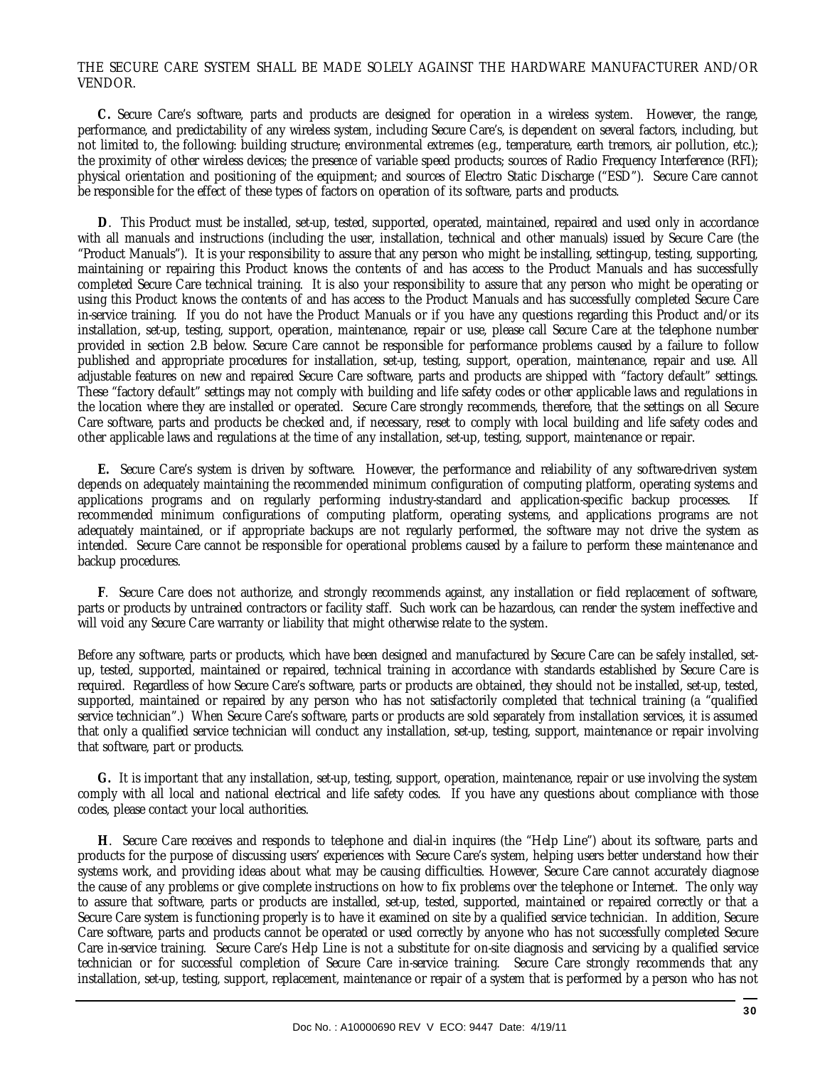THE SECURE CARE SYSTEM SHALL BE MADE SOLELY AGAINST THE HARDWARE MANUFACTURER AND/OR VENDOR.

**C.** Secure Care's software, parts and products are designed for operation in a wireless system. However, the range, performance, and predictability of any wireless system, including Secure Care's, is dependent on several factors, including, but not limited to, the following: building structure; environmental extremes (e.g., temperature, earth tremors, air pollution, etc.); the proximity of other wireless devices; the presence of variable speed products; sources of Radio Frequency Interference (RFI); physical orientation and positioning of the equipment; and sources of Electro Static Discharge ("ESD"). Secure Care cannot be responsible for the effect of these types of factors on operation of its software, parts and products.

**D**. This Product must be installed, set-up, tested, supported, operated, maintained, repaired and used only in accordance with all manuals and instructions (including the user, installation, technical and other manuals) issued by Secure Care (the "Product Manuals"). It is your responsibility to assure that any person who might be installing, setting-up, testing, supporting, maintaining or repairing this Product knows the contents of and has access to the Product Manuals and has successfully completed Secure Care technical training. It is also your responsibility to assure that any person who might be operating or using this Product knows the contents of and has access to the Product Manuals and has successfully completed Secure Care in-service training. If you do not have the Product Manuals or if you have any questions regarding this Product and/or its installation, set-up, testing, support, operation, maintenance, repair or use, please call Secure Care at the telephone number provided in section 2.B below. Secure Care cannot be responsible for performance problems caused by a failure to follow published and appropriate procedures for installation, set-up, testing, support, operation, maintenance, repair and use. All adjustable features on new and repaired Secure Care software, parts and products are shipped with "factory default" settings. These "factory default" settings may not comply with building and life safety codes or other applicable laws and regulations in the location where they are installed or operated. Secure Care strongly recommends, therefore, that the settings on all Secure Care software, parts and products be checked and, if necessary, reset to comply with local building and life safety codes and other applicable laws and regulations at the time of any installation, set-up, testing, support, maintenance or repair.

**E.** Secure Care's system is driven by software. However, the performance and reliability of any software-driven system depends on adequately maintaining the recommended minimum configuration of computing platform, operating systems and applications programs and on regularly performing industry-standard and application-specific backup processes. If recommended minimum configurations of computing platform, operating systems, and applications programs are not adequately maintained, or if appropriate backups are not regularly performed, the software may not drive the system as intended. Secure Care cannot be responsible for operational problems caused by a failure to perform these maintenance and backup procedures.

**F**. Secure Care does not authorize, and strongly recommends against, any installation or field replacement of software, parts or products by untrained contractors or facility staff. Such work can be hazardous, can render the system ineffective and will void any Secure Care warranty or liability that might otherwise relate to the system.

Before any software, parts or products, which have been designed and manufactured by Secure Care can be safely installed, set-up, tested, supported, maintained or repaired, technical training in accordance with standards established by Secure Care is required. Regardless of how Secure Care's software, parts or products are obtained, they should not be installed, set-up, tested, supported, maintained or repaired by any person who has not satisfactorily completed that technical training (a "qualified service technician".) When Secure Care's software, parts or products are sold separately from installation services, it is assumed that only a qualified service technician will conduct any installation, set-up, testing, support, maintenance or repair involving that software, part or products.

**G.** It is important that any installation, set-up, testing, support, operation, maintenance, repair or use involving the system comply with all local and national electrical and life safety codes. If you have any questions about compliance with those codes, please contact your local authorities.

**H**. Secure Care receives and responds to telephone and dial-in inquires (the "Help Line") about its software, parts and products for the purpose of discussing users' experiences with Secure Care's system, helping users better understand how their systems work, and providing ideas about what may be causing difficulties. However, Secure Care cannot accurately diagnose the cause of any problems or give complete instructions on how to fix problems over the telephone or Internet. The only way to assure that software, parts or products are installed, set-up, tested, supported, maintained or repaired correctly or that a Secure Care system is functioning properly is to have it examined on site by a qualified service technician. In addition, Secure Care software, parts and products cannot be operated or used correctly by anyone who has not successfully completed Secure Care in-service training. Secure Care's Help Line is not a substitute for on-site diagnosis and servicing by a qualified service technician or for successful completion of Secure Care in-service training. Secure Care strongly recommends that any installation, set-up, testing, support, replacement, maintenance or repair of a system that is performed by a person who has not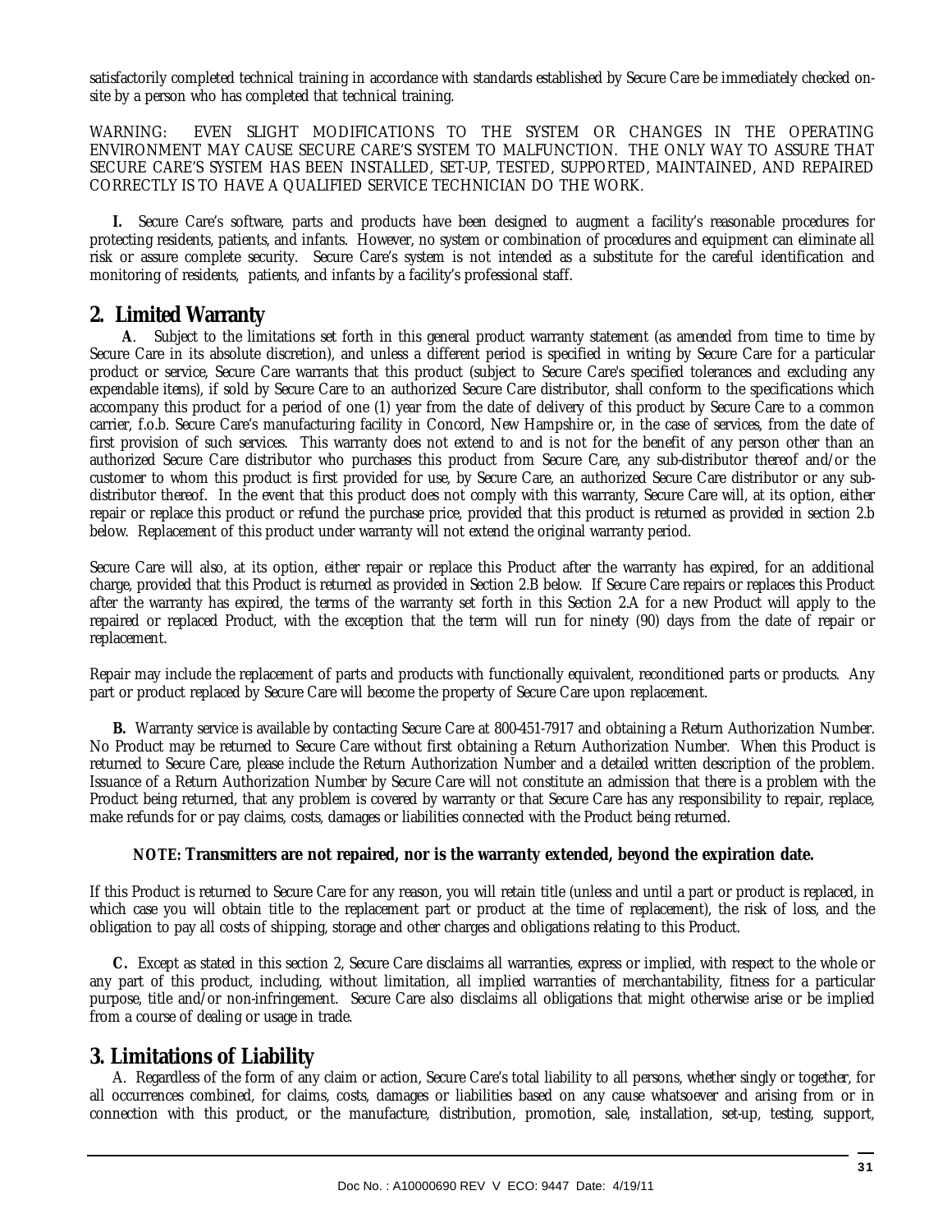satisfactorily completed technical training in accordance with standards established by Secure Care be immediately checked on-site by a person who has completed that technical training.

WARNING: EVEN SLIGHT MODIFICATIONS TO THE SYSTEM OR CHANGES IN THE OPERATING ENVIRONMENT MAY CAUSE SECURE CARE'S SYSTEM TO MALFUNCTION. THE ONLY WAY TO ASSURE THAT SECURE CARE'S SYSTEM HAS BEEN INSTALLED, SET-UP, TESTED, SUPPORTED, MAINTAINED, AND REPAIRED CORRECTLY IS TO HAVE A QUALIFIED SERVICE TECHNICIAN DO THE WORK.

**I.** Secure Care's software, parts and products have been designed to augment a facility's reasonable procedures for protecting residents, patients, and infants. However, no system or combination of procedures and equipment can eliminate all risk or assure complete security. Secure Care's system is not intended as a substitute for the careful identification and monitoring of residents, patients, and infants by a facility's professional staff.

## 2. Limited Warranty

**A**. Subject to the limitations set forth in this general product warranty statement (as amended from time to time by Secure Care in its absolute discretion), and unless a different period is specified in writing by Secure Care for a particular product or service, Secure Care warrants that this product (subject to Secure Care's specified tolerances and excluding any expendable items), if sold by Secure Care to an authorized Secure Care distributor, shall conform to the specifications which accompany this product for a period of one (1) year from the date of delivery of this product by Secure Care to a common carrier, f.o.b. Secure Care's manufacturing facility in Concord, New Hampshire or, in the case of services, from the date of first provision of such services. This warranty does not extend to and is not for the benefit of any person other than an authorized Secure Care distributor who purchases this product from Secure Care, any sub-distributor thereof and/or the customer to whom this product is first provided for use, by Secure Care, an authorized Secure Care distributor or any sub-distributor thereof. In the event that this product does not comply with this warranty, Secure Care will, at its option, either repair or replace this product or refund the purchase price, provided that this product is returned as provided in section 2.b below. Replacement of this product under warranty will not extend the original warranty period.

Secure Care will also, at its option, either repair or replace this Product after the warranty has expired, for an additional charge, provided that this Product is returned as provided in Section 2.B below. If Secure Care repairs or replaces this Product after the warranty has expired, the terms of the warranty set forth in this Section 2.A for a new Product will apply to the repaired or replaced Product, with the exception that the term will run for ninety (90) days from the date of repair or replacement.

Repair may include the replacement of parts and products with functionally equivalent, reconditioned parts or products. Any part or product replaced by Secure Care will become the property of Secure Care upon replacement.

**B.** Warranty service is available by contacting Secure Care at 800-451-7917 and obtaining a Return Authorization Number. No Product may be returned to Secure Care without first obtaining a Return Authorization Number. When this Product is returned to Secure Care, please include the Return Authorization Number and a detailed written description of the problem. Issuance of a Return Authorization Number by Secure Care will not constitute an admission that there is a problem with the Product being returned, that any problem is covered by warranty or that Secure Care has any responsibility to repair, replace, make refunds for or pay claims, costs, damages or liabilities connected with the Product being returned.

**NOTE: Transmitters are not repaired, nor is the warranty extended, beyond the expiration date.**

If this Product is returned to Secure Care for any reason, you will retain title (unless and until a part or product is replaced, in which case you will obtain title to the replacement part or product at the time of replacement), the risk of loss, and the obligation to pay all costs of shipping, storage and other charges and obligations relating to this Product.

**C.** Except as stated in this section 2, Secure Care disclaims all warranties, express or implied, with respect to the whole or any part of this product, including, without limitation, all implied warranties of merchantability, fitness for a particular purpose, title and/or non-infringement. Secure Care also disclaims all obligations that might otherwise arise or be implied from a course of dealing or usage in trade.

## 3. Limitations of Liability

A. Regardless of the form of any claim or action, Secure Care's total liability to all persons, whether singly or together, for all occurrences combined, for claims, costs, damages or liabilities based on any cause whatsoever and arising from or in connection with this product, or the manufacture, distribution, promotion, sale, installation, set-up, testing, support,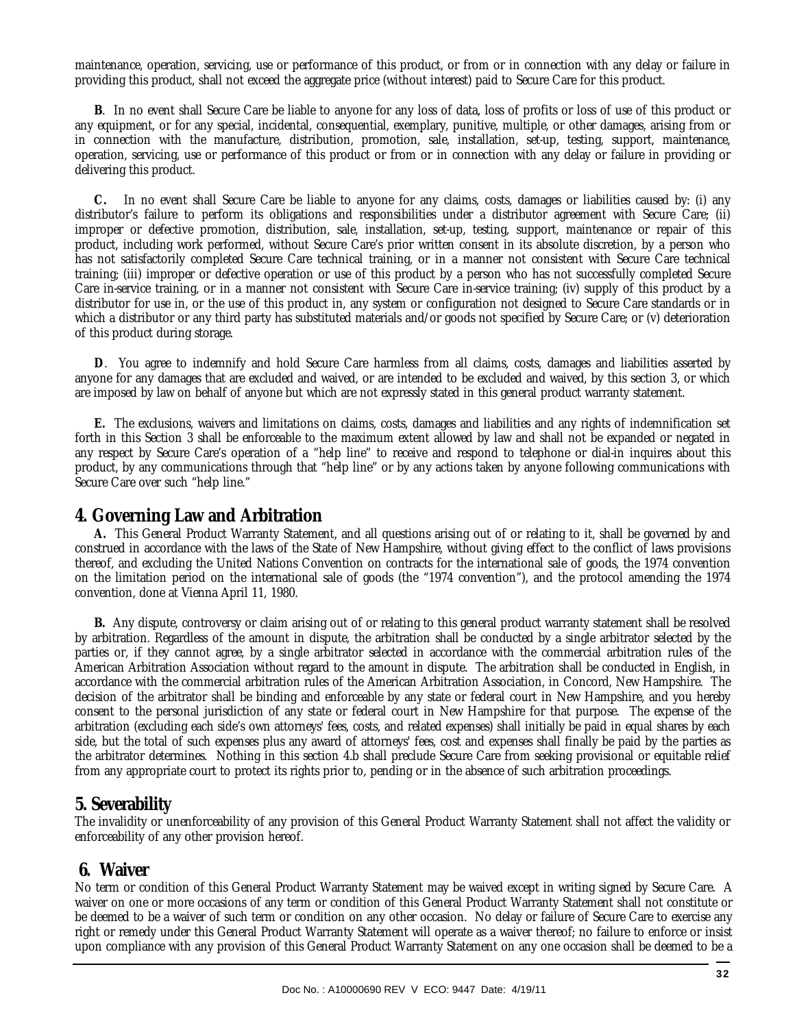maintenance, operation, servicing, use or performance of this product, or from or in connection with any delay or failure in providing this product, shall not exceed the aggregate price (without interest) paid to Secure Care for this product.

**B**. In no event shall Secure Care be liable to anyone for any loss of data, loss of profits or loss of use of this product or any equipment, or for any special, incidental, consequential, exemplary, punitive, multiple, or other damages, arising from or in connection with the manufacture, distribution, promotion, sale, installation, set-up, testing, support, maintenance, operation, servicing, use or performance of this product or from or in connection with any delay or failure in providing or delivering this product.

**C.** In no event shall Secure Care be liable to anyone for any claims, costs, damages or liabilities caused by: (i) any distributor's failure to perform its obligations and responsibilities under a distributor agreement with Secure Care; (ii) improper or defective promotion, distribution, sale, installation, set-up, testing, support, maintenance or repair of this product, including work performed, without Secure Care's prior written consent in its absolute discretion, by a person who has not satisfactorily completed Secure Care technical training, or in a manner not consistent with Secure Care technical training; (iii) improper or defective operation or use of this product by a person who has not successfully completed Secure Care in-service training, or in a manner not consistent with Secure Care in-service training; (iv) supply of this product by a distributor for use in, or the use of this product in, any system or configuration not designed to Secure Care standards or in which a distributor or any third party has substituted materials and/or goods not specified by Secure Care; or (v) deterioration of this product during storage.

**D**. You agree to indemnify and hold Secure Care harmless from all claims, costs, damages and liabilities asserted by anyone for any damages that are excluded and waived, or are intended to be excluded and waived, by this section 3, or which are imposed by law on behalf of anyone but which are not expressly stated in this general product warranty statement.

**E.** The exclusions, waivers and limitations on claims, costs, damages and liabilities and any rights of indemnification set forth in this Section 3 shall be enforceable to the maximum extent allowed by law and shall not be expanded or negated in any respect by Secure Care's operation of a "help line" to receive and respond to telephone or dial-in inquires about this product, by any communications through that "help line" or by any actions taken by anyone following communications with Secure Care over such "help line."

## 4. Governing Law and Arbitration

**A.** This General Product Warranty Statement, and all questions arising out of or relating to it, shall be governed by and construed in accordance with the laws of the State of New Hampshire, without giving effect to the conflict of laws provisions thereof, and excluding the United Nations Convention on contracts for the international sale of goods, the 1974 convention on the limitation period on the international sale of goods (the "1974 convention"), and the protocol amending the 1974 convention, done at Vienna April 11, 1980.

**B.** Any dispute, controversy or claim arising out of or relating to this general product warranty statement shall be resolved by arbitration. Regardless of the amount in dispute, the arbitration shall be conducted by a single arbitrator selected by the parties or, if they cannot agree, by a single arbitrator selected in accordance with the commercial arbitration rules of the American Arbitration Association without regard to the amount in dispute. The arbitration shall be conducted in English, in accordance with the commercial arbitration rules of the American Arbitration Association, in Concord, New Hampshire. The decision of the arbitrator shall be binding and enforceable by any state or federal court in New Hampshire, and you hereby consent to the personal jurisdiction of any state or federal court in New Hampshire for that purpose. The expense of the arbitration (excluding each side's own attorneys' fees, costs, and related expenses) shall initially be paid in equal shares by each side, but the total of such expenses plus any award of attorneys' fees, cost and expenses shall finally be paid by the parties as the arbitrator determines. Nothing in this section 4.b shall preclude Secure Care from seeking provisional or equitable relief from any appropriate court to protect its rights prior to, pending or in the absence of such arbitration proceedings.

## 5. Severability

The invalidity or unenforceability of any provision of this General Product Warranty Statement shall not affect the validity or enforceability of any other provision hereof.

## 6. Waiver

No term or condition of this General Product Warranty Statement may be waived except in writing signed by Secure Care. A waiver on one or more occasions of any term or condition of this General Product Warranty Statement shall not constitute or be deemed to be a waiver of such term or condition on any other occasion. No delay or failure of Secure Care to exercise any right or remedy under this General Product Warranty Statement will operate as a waiver thereof; no failure to enforce or insist upon compliance with any provision of this General Product Warranty Statement on any one occasion shall be deemed to be a

Doc No. : A10000690 REV V ECO: 9447 Date: 4/19/11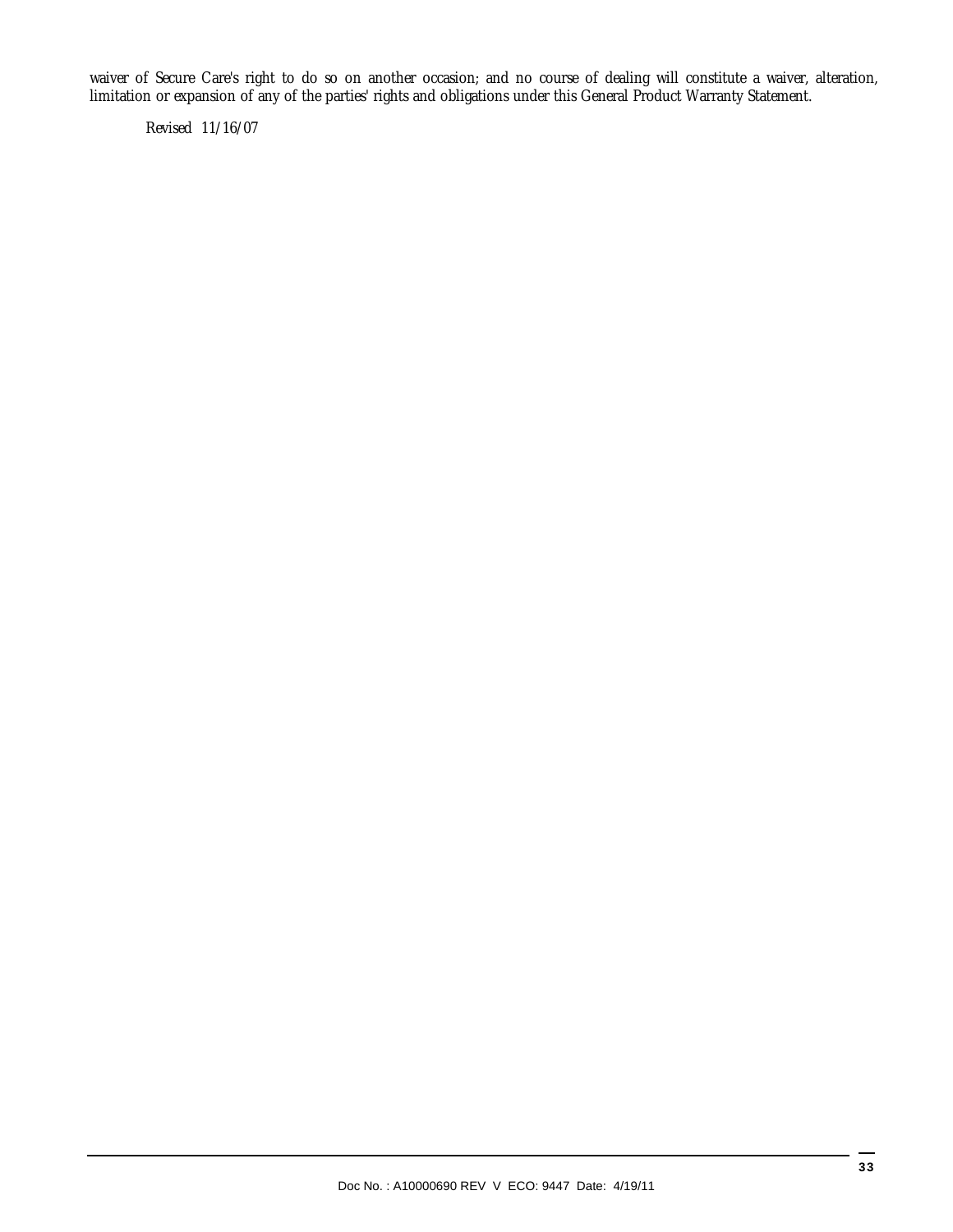waiver of Secure Care's right to do so on another occasion; and no course of dealing will constitute a waiver, alteration, limitation or expansion of any of the parties' rights and obligations under this General Product Warranty Statement.

*Revised 11/16/07*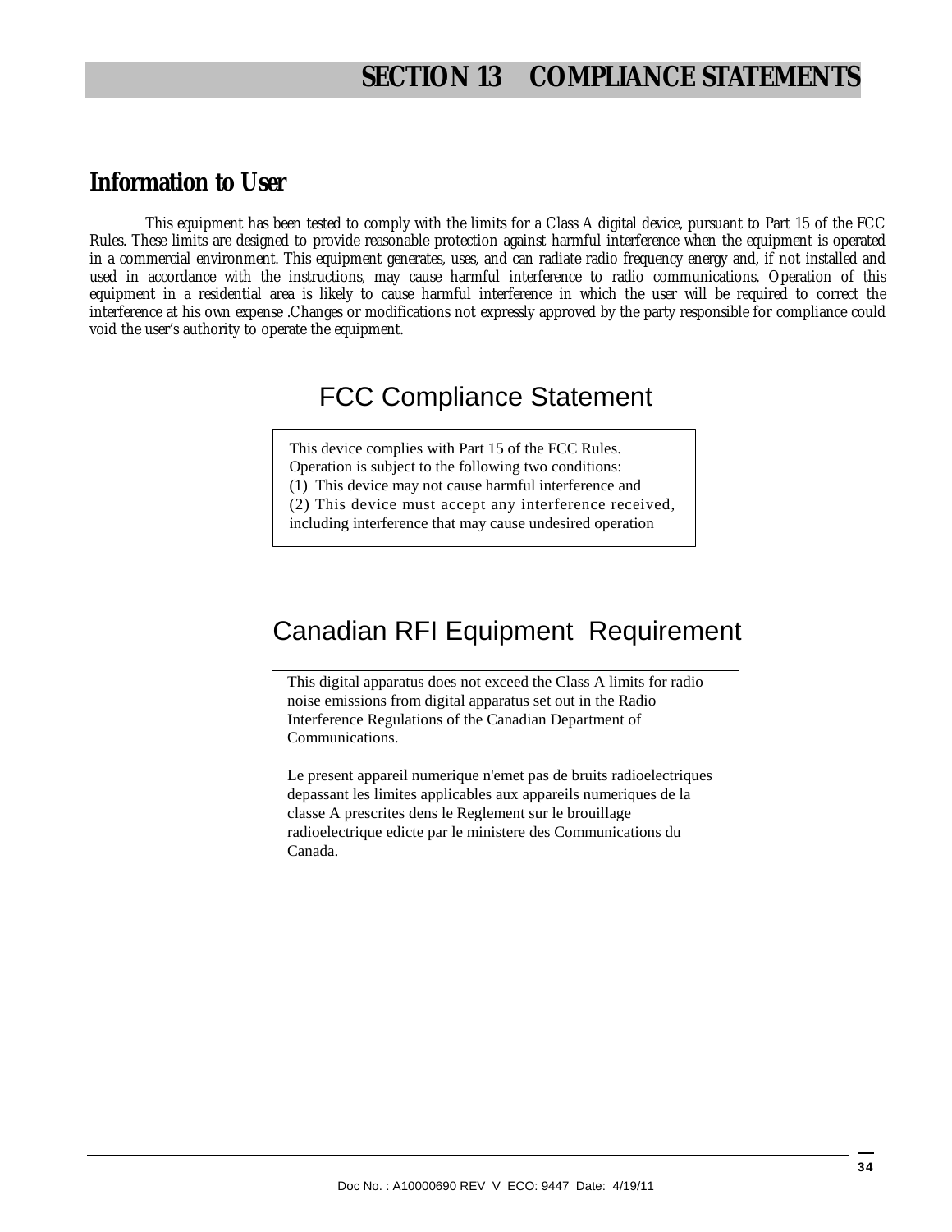# SECTION 13 COMPLIANCE STATEMENTS

## Information to User

This equipment has been tested to comply with the limits for a Class A digital device, pursuant to Part 15 of the FCC Rules. These limits are designed to provide reasonable protection against harmful interference when the equipment is operated in a commercial environment. This equipment generates, uses, and can radiate radio frequency energy and, if not installed and used in accordance with the instructions, may cause harmful interference to radio communications. Operation of this equipment in a residential area is likely to cause harmful interference in which the user will be required to correct the interference at his own expense .Changes or modifications not expressly approved by the party responsible for compliance could void the user's authority to operate the equipment.

## FCC Compliance Statement

This device complies with Part 15 of the FCC Rules.
Operation is subject to the following two conditions:
(1) This device may not cause harmful interference and
(2) This device must accept any interference received, including interference that may cause undesired operation

## Canadian RFI Equipment Requirement

This digital apparatus does not exceed the Class A limits for radio noise emissions from digital apparatus set out in the Radio Interference Regulations of the Canadian Department of Communications.

Le present appareil numerique n'emet pas de bruits radioelectriques depassant les limites applicables aux appareils numeriques de la classe A prescrites dens le Reglement sur le brouillage radioelectrique edicte par le ministere des Communications du Canada.

Doc No. : A10000690 REV V ECO: 9447 Date: 4/19/11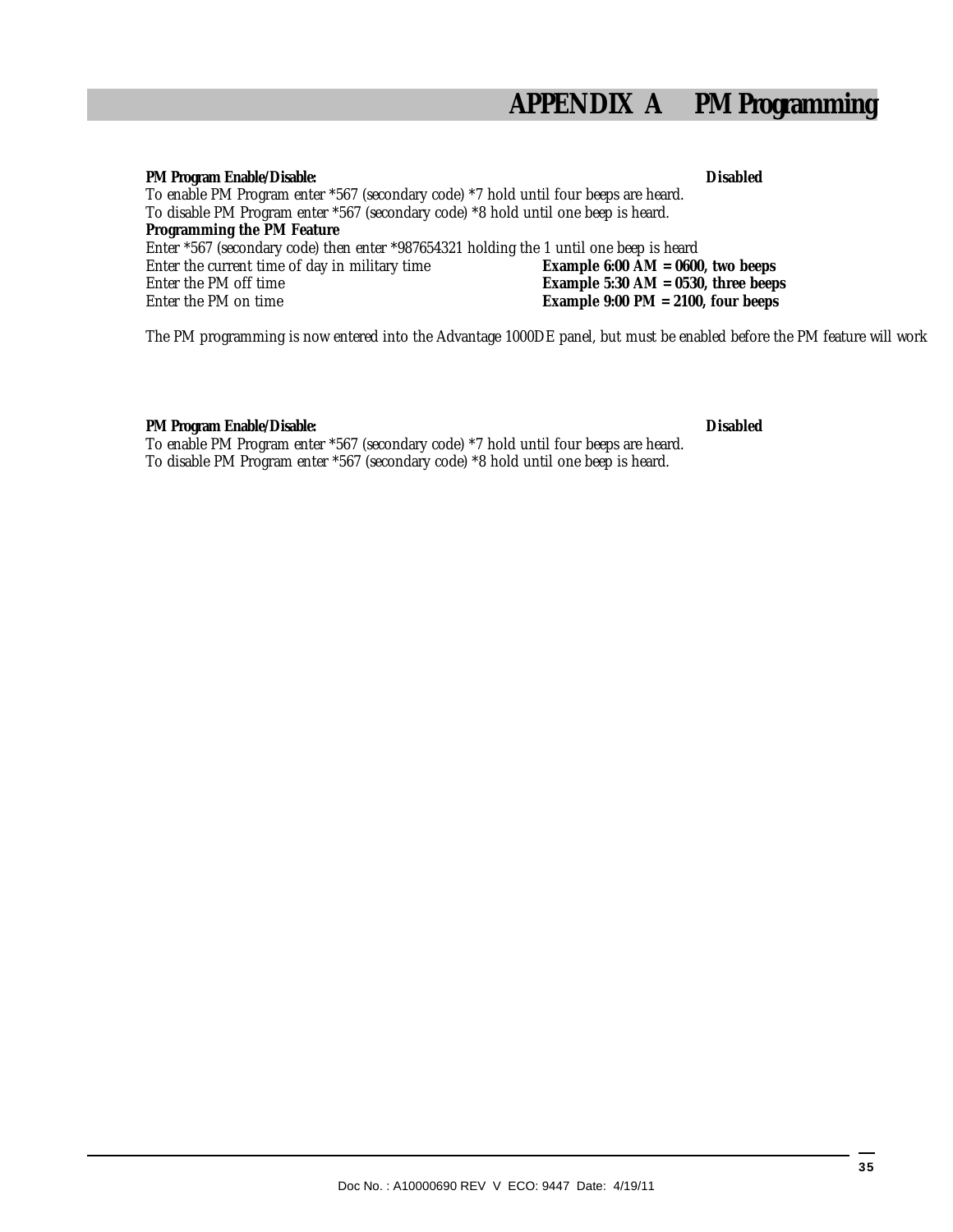# APPENDIX A PM Programming

**PM Program Enable/Disable:** **Disabled**

To enable PM Program enter *567 (secondary code) *7 hold until four beeps are heard.
To disable PM Program enter *567 (secondary code) *8 hold until one beep is heard.

**Programming the PM Feature**

Enter *567 (secondary code) then enter *987654321 holding the 1 until one beep is heard

| | |
|---|---|
| Enter the current time of day in military time | **Example 6:00 AM = 0600, two beeps** |
| Enter the PM off time | **Example 5:30 AM = 0530, three beeps** |
| Enter the PM on time | **Example 9:00 PM = 2100, four beeps** |

The PM programming is now entered into the Advantage 1000DE panel, but must be enabled before the PM feature will work

**PM Program Enable/Disable:** **Disabled**

To enable PM Program enter *567 (secondary code) *7 hold until four beeps are heard.
To disable PM Program enter *567 (secondary code) *8 hold until one beep is heard.

Doc No. : A10000690 REV V ECO: 9447 Date: 4/19/11